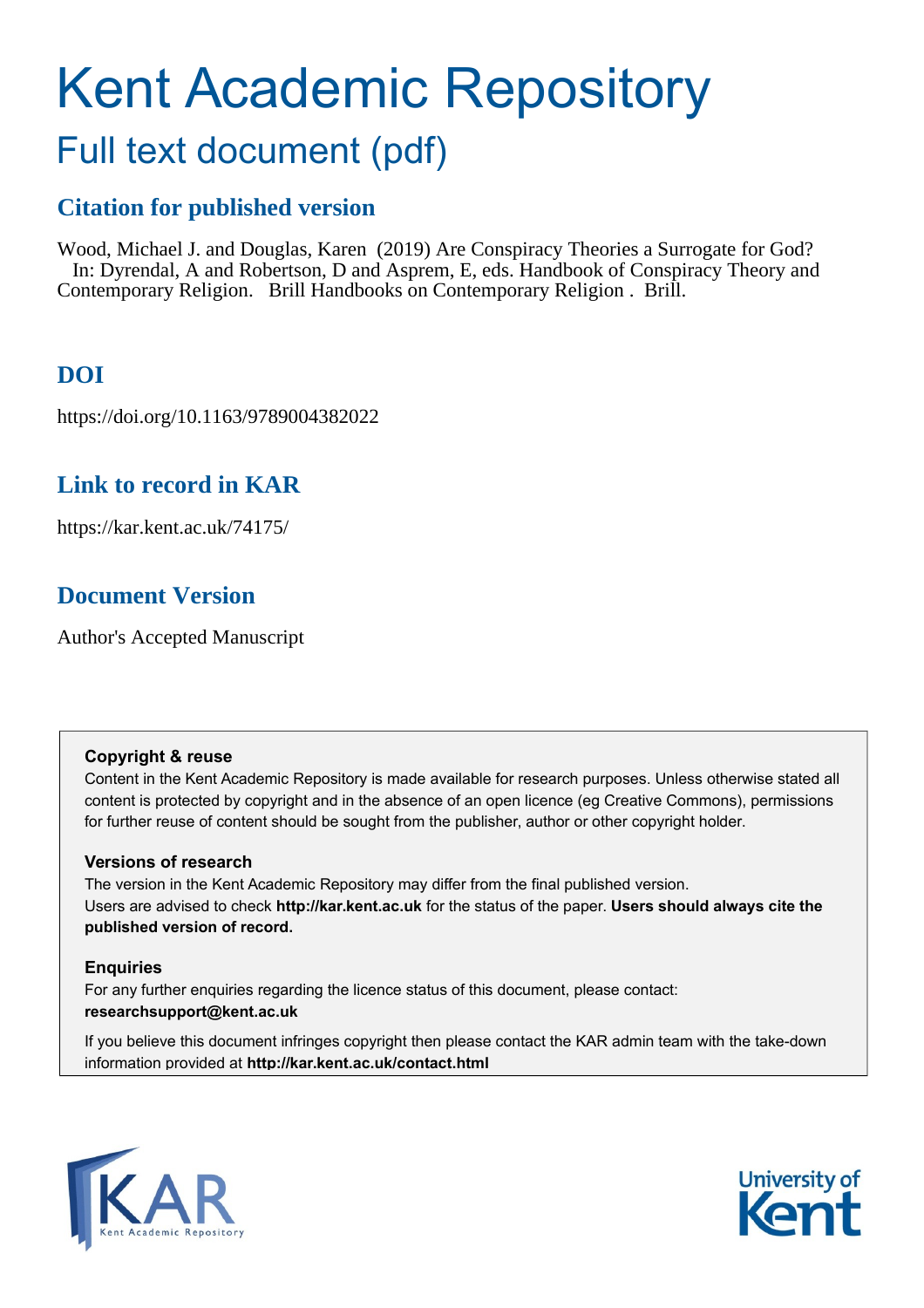# Kent Academic Repository

## Full text document (pdf)

### Citation for published version

Wood, Michael J. and Douglas, Karen (2019) Are Conspiracy Theories a Surrogate for God? In: Dyrendal, A and Robertson, D and Asprem, E, eds. Handbook of Conspiracy Theory and Contemporary Religion. Brill Handbooks on Contemporary Religion . Brill.

### DOI

https://doi.org/10.1163/9789004382022

### Link to record in KAR

https://kar.kent.ac.uk/74175/

### Document Version

Author's Accepted Manuscript

**Copyright & reuse**

Content in the Kent Academic Repository is made available for research purposes. Unless otherwise stated all content is protected by copyright and in the absence of an open licence (eg Creative Commons), permissions for further reuse of content should be sought from the publisher, author or other copyright holder.

**Versions of research**

The version in the Kent Academic Repository may differ from the final published version. Users are advised to check **http://kar.kent.ac.uk** for the status of the paper. **Users should always cite the published version of record.**

**Enquiries**

For any further enquiries regarding the licence status of this document, please contact: **researchsupport@kent.ac.uk**

If you believe this document infringes copyright then please contact the KAR admin team with the take-down information provided at **http://kar.kent.ac.uk/contact.html**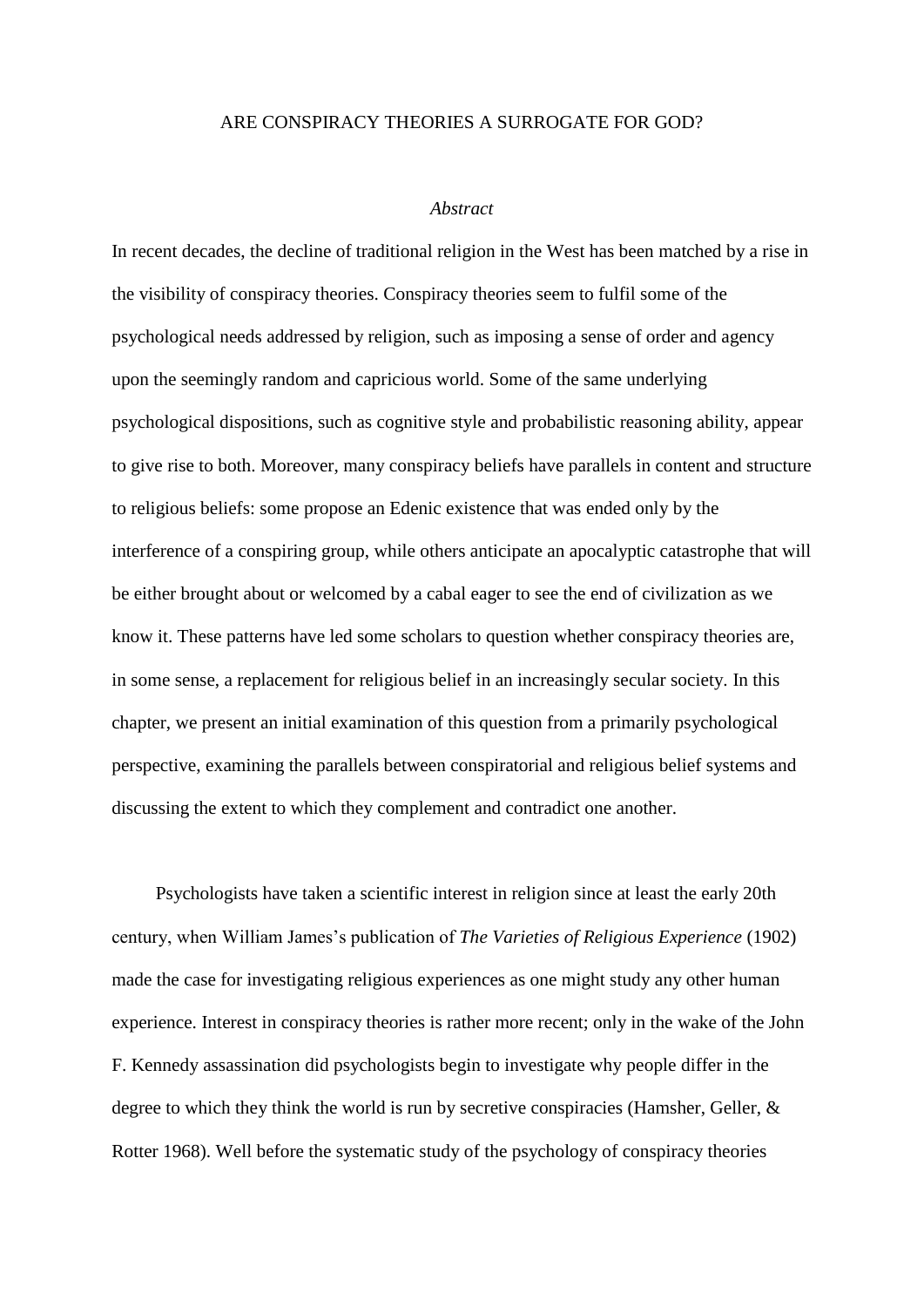ARE CONSPIRACY THEORIES A SURROGATE FOR GOD?

*Abstract*

In recent decades, the decline of traditional religion in the West has been matched by a rise in the visibility of conspiracy theories. Conspiracy theories seem to fulfil some of the psychological needs addressed by religion, such as imposing a sense of order and agency upon the seemingly random and capricious world. Some of the same underlying psychological dispositions, such as cognitive style and probabilistic reasoning ability, appear to give rise to both. Moreover, many conspiracy beliefs have parallels in content and structure to religious beliefs: some propose an Edenic existence that was ended only by the interference of a conspiring group, while others anticipate an apocalyptic catastrophe that will be either brought about or welcomed by a cabal eager to see the end of civilization as we know it. These patterns have led some scholars to question whether conspiracy theories are, in some sense, a replacement for religious belief in an increasingly secular society. In this chapter, we present an initial examination of this question from a primarily psychological perspective, examining the parallels between conspiratorial and religious belief systems and discussing the extent to which they complement and contradict one another.

Psychologists have taken a scientific interest in religion since at least the early 20th century, when William James's publication of *The Varieties of Religious Experience* (1902) made the case for investigating religious experiences as one might study any other human experience. Interest in conspiracy theories is rather more recent; only in the wake of the John F. Kennedy assassination did psychologists begin to investigate why people differ in the degree to which they think the world is run by secretive conspiracies (Hamsher, Geller, & Rotter 1968). Well before the systematic study of the psychology of conspiracy theories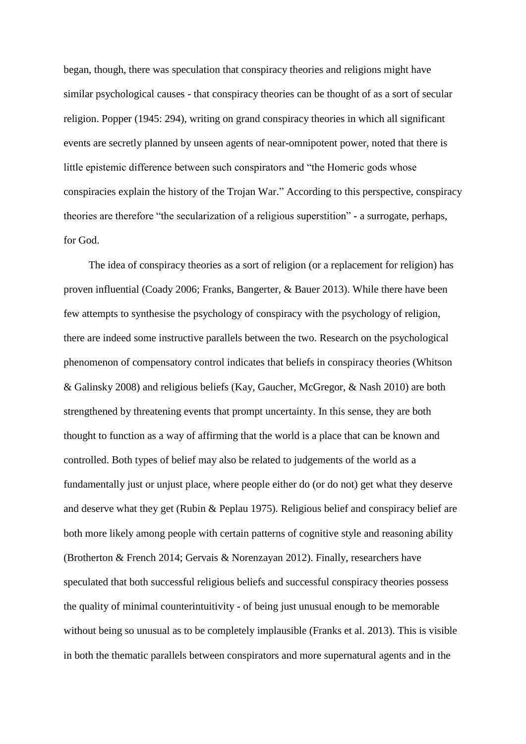began, though, there was speculation that conspiracy theories and religions might have similar psychological causes - that conspiracy theories can be thought of as a sort of secular religion. Popper (1945: 294), writing on grand conspiracy theories in which all significant events are secretly planned by unseen agents of near-omnipotent power, noted that there is little epistemic difference between such conspirators and "the Homeric gods whose conspiracies explain the history of the Trojan War." According to this perspective, conspiracy theories are therefore "the secularization of a religious superstition" - a surrogate, perhaps, for God.

The idea of conspiracy theories as a sort of religion (or a replacement for religion) has proven influential (Coady 2006; Franks, Bangerter, & Bauer 2013). While there have been few attempts to synthesise the psychology of conspiracy with the psychology of religion, there are indeed some instructive parallels between the two. Research on the psychological phenomenon of compensatory control indicates that beliefs in conspiracy theories (Whitson & Galinsky 2008) and religious beliefs (Kay, Gaucher, McGregor, & Nash 2010) are both strengthened by threatening events that prompt uncertainty. In this sense, they are both thought to function as a way of affirming that the world is a place that can be known and controlled. Both types of belief may also be related to judgements of the world as a fundamentally just or unjust place, where people either do (or do not) get what they deserve and deserve what they get (Rubin & Peplau 1975). Religious belief and conspiracy belief are both more likely among people with certain patterns of cognitive style and reasoning ability (Brotherton & French 2014; Gervais & Norenzayan 2012). Finally, researchers have speculated that both successful religious beliefs and successful conspiracy theories possess the quality of minimal counterintuitivity - of being just unusual enough to be memorable without being so unusual as to be completely implausible (Franks et al. 2013). This is visible in both the thematic parallels between conspirators and more supernatural agents and in the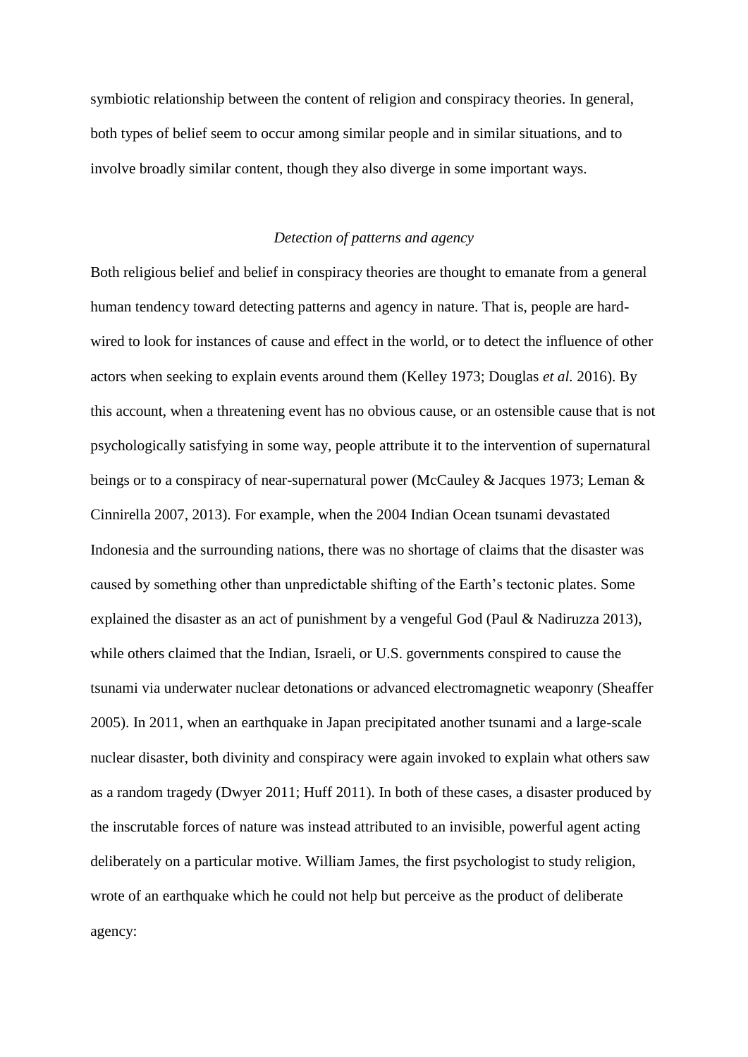symbiotic relationship between the content of religion and conspiracy theories. In general, both types of belief seem to occur among similar people and in similar situations, and to involve broadly similar content, though they also diverge in some important ways.

### *Detection of patterns and agency*

Both religious belief and belief in conspiracy theories are thought to emanate from a general human tendency toward detecting patterns and agency in nature. That is, people are hard-wired to look for instances of cause and effect in the world, or to detect the influence of other actors when seeking to explain events around them (Kelley 1973; Douglas *et al.* 2016). By this account, when a threatening event has no obvious cause, or an ostensible cause that is not psychologically satisfying in some way, people attribute it to the intervention of supernatural beings or to a conspiracy of near-supernatural power (McCauley & Jacques 1973; Leman & Cinnirella 2007, 2013). For example, when the 2004 Indian Ocean tsunami devastated Indonesia and the surrounding nations, there was no shortage of claims that the disaster was caused by something other than unpredictable shifting of the Earth's tectonic plates. Some explained the disaster as an act of punishment by a vengeful God (Paul & Nadiruzza 2013), while others claimed that the Indian, Israeli, or U.S. governments conspired to cause the tsunami via underwater nuclear detonations or advanced electromagnetic weaponry (Sheaffer 2005). In 2011, when an earthquake in Japan precipitated another tsunami and a large-scale nuclear disaster, both divinity and conspiracy were again invoked to explain what others saw as a random tragedy (Dwyer 2011; Huff 2011). In both of these cases, a disaster produced by the inscrutable forces of nature was instead attributed to an invisible, powerful agent acting deliberately on a particular motive. William James, the first psychologist to study religion, wrote of an earthquake which he could not help but perceive as the product of deliberate agency: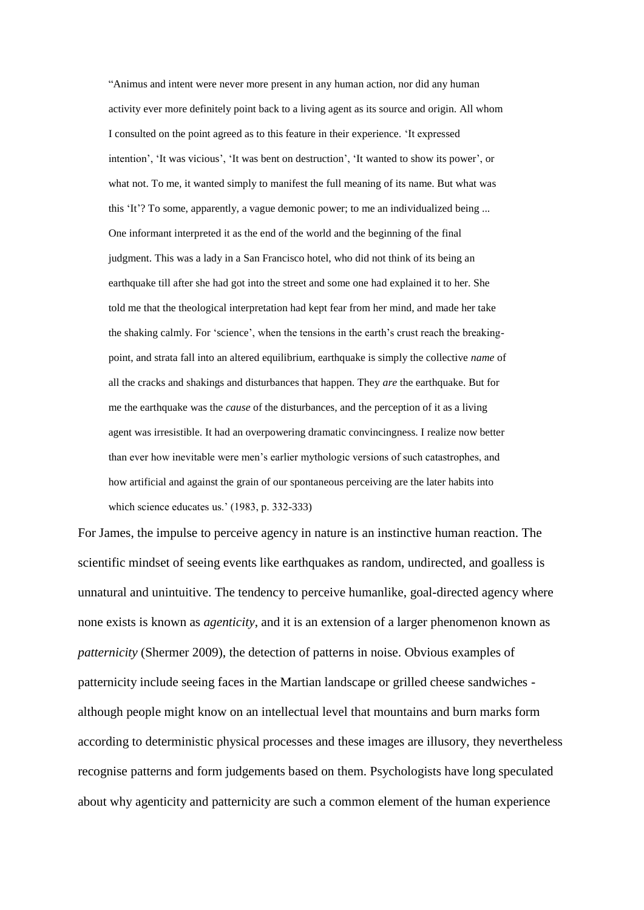> "Animus and intent were never more present in any human action, nor did any human activity ever more definitely point back to a living agent as its source and origin. All whom I consulted on the point agreed as to this feature in their experience. 'It expressed intention', 'It was vicious', 'It was bent on destruction', 'It wanted to show its power', or what not. To me, it wanted simply to manifest the full meaning of its name. But what was this 'It'? To some, apparently, a vague demonic power; to me an individualized being ... One informant interpreted it as the end of the world and the beginning of the final judgment. This was a lady in a San Francisco hotel, who did not think of its being an earthquake till after she had got into the street and some one had explained it to her. She told me that the theological interpretation had kept fear from her mind, and made her take the shaking calmly. For 'science', when the tensions in the earth's crust reach the breaking-point, and strata fall into an altered equilibrium, earthquake is simply the collective *name* of all the cracks and shakings and disturbances that happen. They *are* the earthquake. But for me the earthquake was the *cause* of the disturbances, and the perception of it as a living agent was irresistible. It had an overpowering dramatic convincingness. I realize now better than ever how inevitable were men's earlier mythologic versions of such catastrophes, and how artificial and against the grain of our spontaneous perceiving are the later habits into which science educates us.' (1983, p. 332-333)

For James, the impulse to perceive agency in nature is an instinctive human reaction. The scientific mindset of seeing events like earthquakes as random, undirected, and goalless is unnatural and unintuitive. The tendency to perceive humanlike, goal-directed agency where none exists is known as *agenticity*, and it is an extension of a larger phenomenon known as *patternicity* (Shermer 2009), the detection of patterns in noise. Obvious examples of patternicity include seeing faces in the Martian landscape or grilled cheese sandwiches - although people might know on an intellectual level that mountains and burn marks form according to deterministic physical processes and these images are illusory, they nevertheless recognise patterns and form judgements based on them. Psychologists have long speculated about why agenticity and patternicity are such a common element of the human experience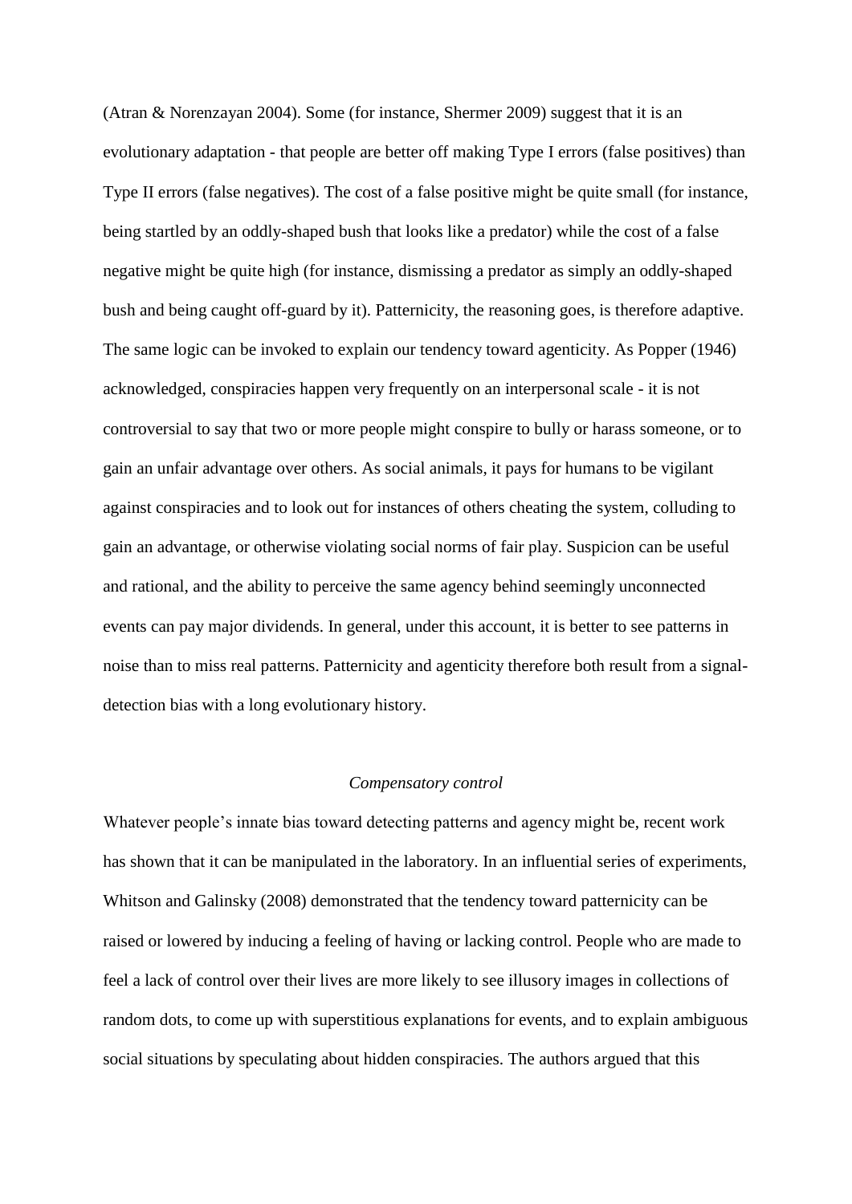(Atran & Norenzayan 2004). Some (for instance, Shermer 2009) suggest that it is an evolutionary adaptation - that people are better off making Type I errors (false positives) than Type II errors (false negatives). The cost of a false positive might be quite small (for instance, being startled by an oddly-shaped bush that looks like a predator) while the cost of a false negative might be quite high (for instance, dismissing a predator as simply an oddly-shaped bush and being caught off-guard by it). Patternicity, the reasoning goes, is therefore adaptive. The same logic can be invoked to explain our tendency toward agenticity. As Popper (1946) acknowledged, conspiracies happen very frequently on an interpersonal scale - it is not controversial to say that two or more people might conspire to bully or harass someone, or to gain an unfair advantage over others. As social animals, it pays for humans to be vigilant against conspiracies and to look out for instances of others cheating the system, colluding to gain an advantage, or otherwise violating social norms of fair play. Suspicion can be useful and rational, and the ability to perceive the same agency behind seemingly unconnected events can pay major dividends. In general, under this account, it is better to see patterns in noise than to miss real patterns. Patternicity and agenticity therefore both result from a signal-detection bias with a long evolutionary history.

### *Compensatory control*

Whatever people's innate bias toward detecting patterns and agency might be, recent work has shown that it can be manipulated in the laboratory. In an influential series of experiments, Whitson and Galinsky (2008) demonstrated that the tendency toward patternicity can be raised or lowered by inducing a feeling of having or lacking control. People who are made to feel a lack of control over their lives are more likely to see illusory images in collections of random dots, to come up with superstitious explanations for events, and to explain ambiguous social situations by speculating about hidden conspiracies. The authors argued that this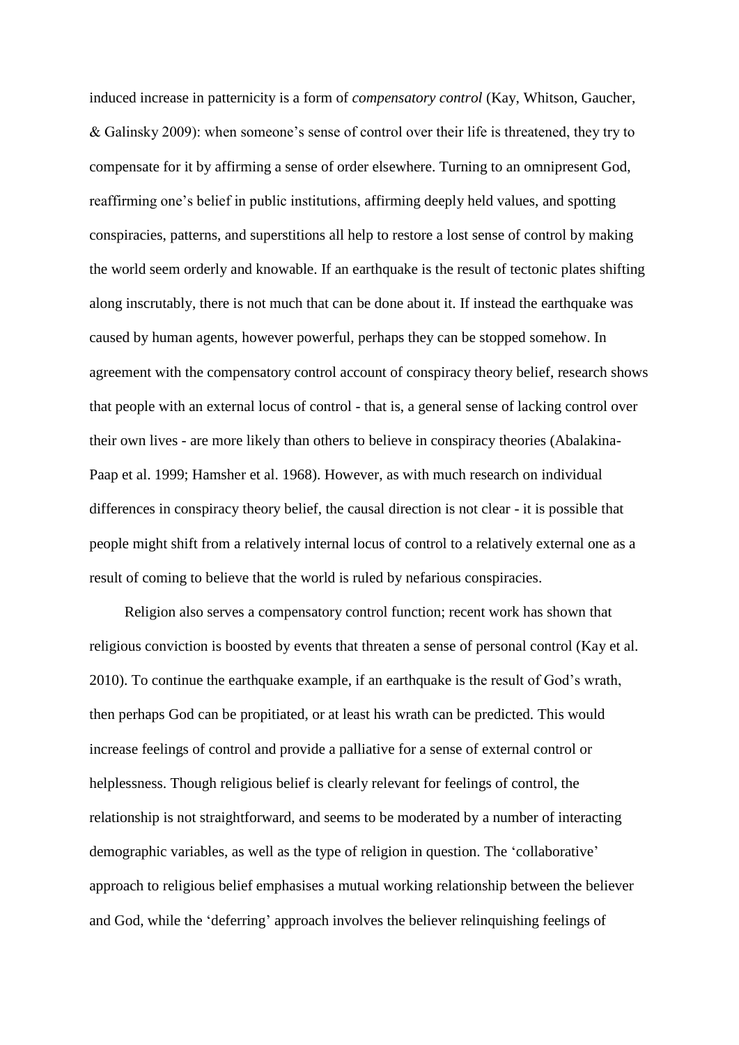induced increase in patternicity is a form of *compensatory control* (Kay, Whitson, Gaucher, & Galinsky 2009): when someone's sense of control over their life is threatened, they try to compensate for it by affirming a sense of order elsewhere. Turning to an omnipresent God, reaffirming one's belief in public institutions, affirming deeply held values, and spotting conspiracies, patterns, and superstitions all help to restore a lost sense of control by making the world seem orderly and knowable. If an earthquake is the result of tectonic plates shifting along inscrutably, there is not much that can be done about it. If instead the earthquake was caused by human agents, however powerful, perhaps they can be stopped somehow. In agreement with the compensatory control account of conspiracy theory belief, research shows that people with an external locus of control - that is, a general sense of lacking control over their own lives - are more likely than others to believe in conspiracy theories (Abalakina-Paap et al. 1999; Hamsher et al. 1968). However, as with much research on individual differences in conspiracy theory belief, the causal direction is not clear - it is possible that people might shift from a relatively internal locus of control to a relatively external one as a result of coming to believe that the world is ruled by nefarious conspiracies.

Religion also serves a compensatory control function; recent work has shown that religious conviction is boosted by events that threaten a sense of personal control (Kay et al. 2010). To continue the earthquake example, if an earthquake is the result of God's wrath, then perhaps God can be propitiated, or at least his wrath can be predicted. This would increase feelings of control and provide a palliative for a sense of external control or helplessness. Though religious belief is clearly relevant for feelings of control, the relationship is not straightforward, and seems to be moderated by a number of interacting demographic variables, as well as the type of religion in question. The 'collaborative' approach to religious belief emphasises a mutual working relationship between the believer and God, while the 'deferring' approach involves the believer relinquishing feelings of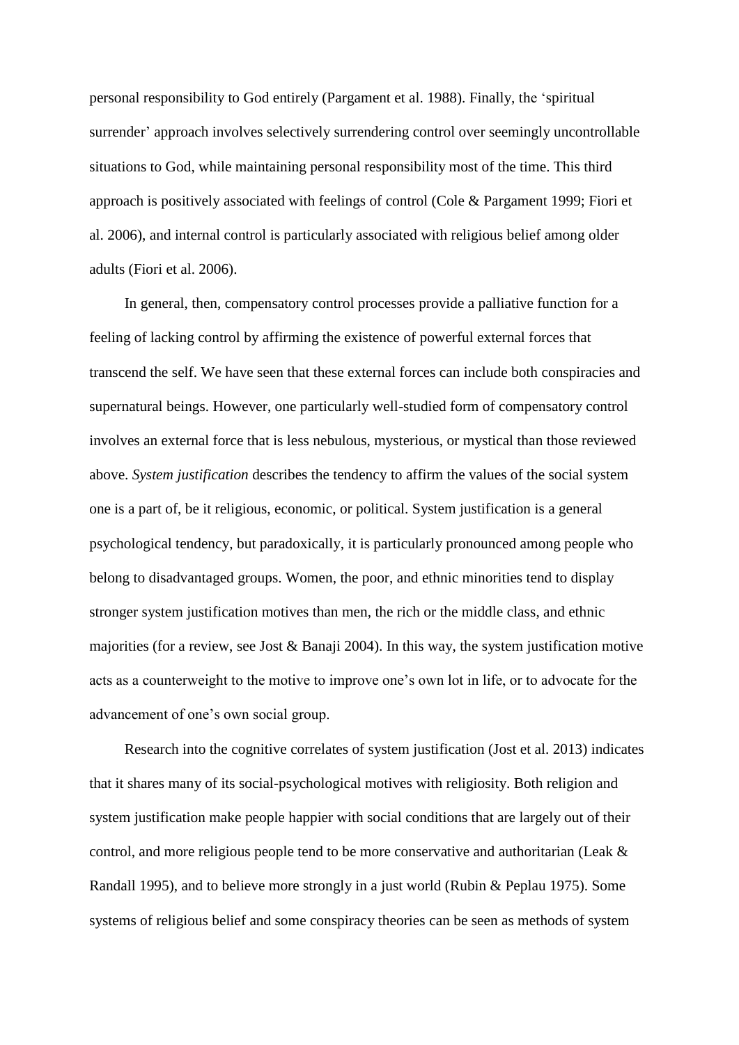personal responsibility to God entirely (Pargament et al. 1988). Finally, the 'spiritual surrender' approach involves selectively surrendering control over seemingly uncontrollable situations to God, while maintaining personal responsibility most of the time. This third approach is positively associated with feelings of control (Cole & Pargament 1999; Fiori et al. 2006), and internal control is particularly associated with religious belief among older adults (Fiori et al. 2006).

In general, then, compensatory control processes provide a palliative function for a feeling of lacking control by affirming the existence of powerful external forces that transcend the self. We have seen that these external forces can include both conspiracies and supernatural beings. However, one particularly well-studied form of compensatory control involves an external force that is less nebulous, mysterious, or mystical than those reviewed above. *System justification* describes the tendency to affirm the values of the social system one is a part of, be it religious, economic, or political. System justification is a general psychological tendency, but paradoxically, it is particularly pronounced among people who belong to disadvantaged groups. Women, the poor, and ethnic minorities tend to display stronger system justification motives than men, the rich or the middle class, and ethnic majorities (for a review, see Jost & Banaji 2004). In this way, the system justification motive acts as a counterweight to the motive to improve one's own lot in life, or to advocate for the advancement of one's own social group.

Research into the cognitive correlates of system justification (Jost et al. 2013) indicates that it shares many of its social-psychological motives with religiosity. Both religion and system justification make people happier with social conditions that are largely out of their control, and more religious people tend to be more conservative and authoritarian (Leak & Randall 1995), and to believe more strongly in a just world (Rubin & Peplau 1975). Some systems of religious belief and some conspiracy theories can be seen as methods of system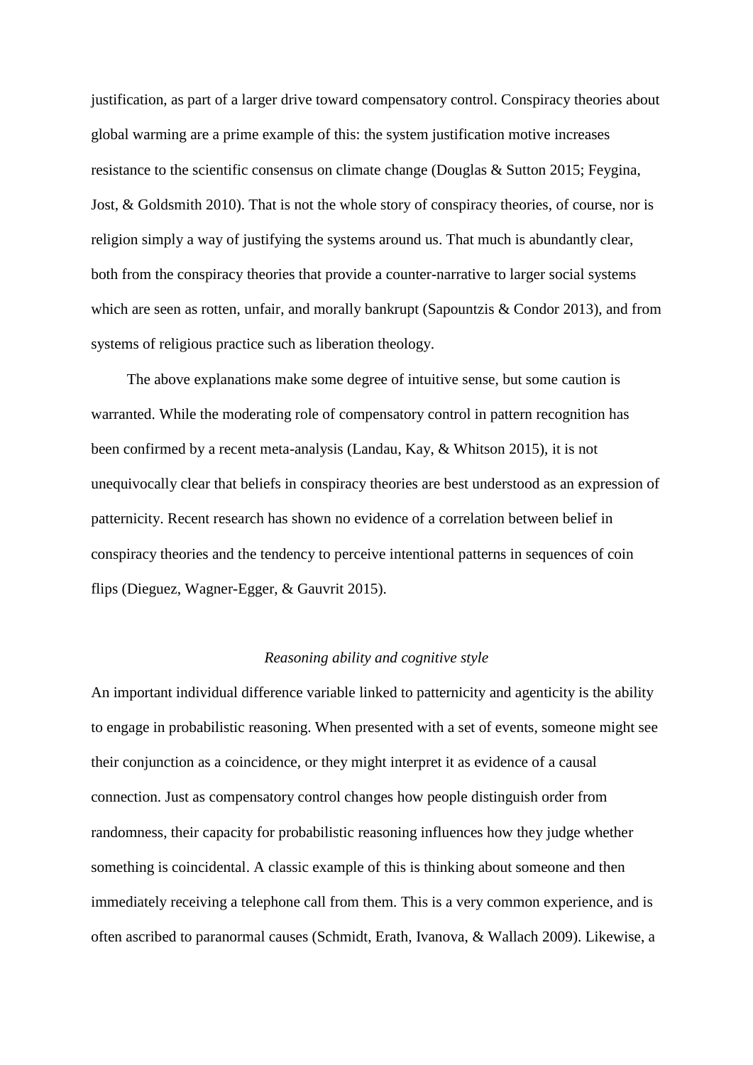justification, as part of a larger drive toward compensatory control. Conspiracy theories about global warming are a prime example of this: the system justification motive increases resistance to the scientific consensus on climate change (Douglas & Sutton 2015; Feygina, Jost, & Goldsmith 2010). That is not the whole story of conspiracy theories, of course, nor is religion simply a way of justifying the systems around us. That much is abundantly clear, both from the conspiracy theories that provide a counter-narrative to larger social systems which are seen as rotten, unfair, and morally bankrupt (Sapountzis & Condor 2013), and from systems of religious practice such as liberation theology.

The above explanations make some degree of intuitive sense, but some caution is warranted. While the moderating role of compensatory control in pattern recognition has been confirmed by a recent meta-analysis (Landau, Kay, & Whitson 2015), it is not unequivocally clear that beliefs in conspiracy theories are best understood as an expression of patternicity. Recent research has shown no evidence of a correlation between belief in conspiracy theories and the tendency to perceive intentional patterns in sequences of coin flips (Dieguez, Wagner-Egger, & Gauvrit 2015).

### *Reasoning ability and cognitive style*

An important individual difference variable linked to patternicity and agenticity is the ability to engage in probabilistic reasoning. When presented with a set of events, someone might see their conjunction as a coincidence, or they might interpret it as evidence of a causal connection. Just as compensatory control changes how people distinguish order from randomness, their capacity for probabilistic reasoning influences how they judge whether something is coincidental. A classic example of this is thinking about someone and then immediately receiving a telephone call from them. This is a very common experience, and is often ascribed to paranormal causes (Schmidt, Erath, Ivanova, & Wallach 2009). Likewise, a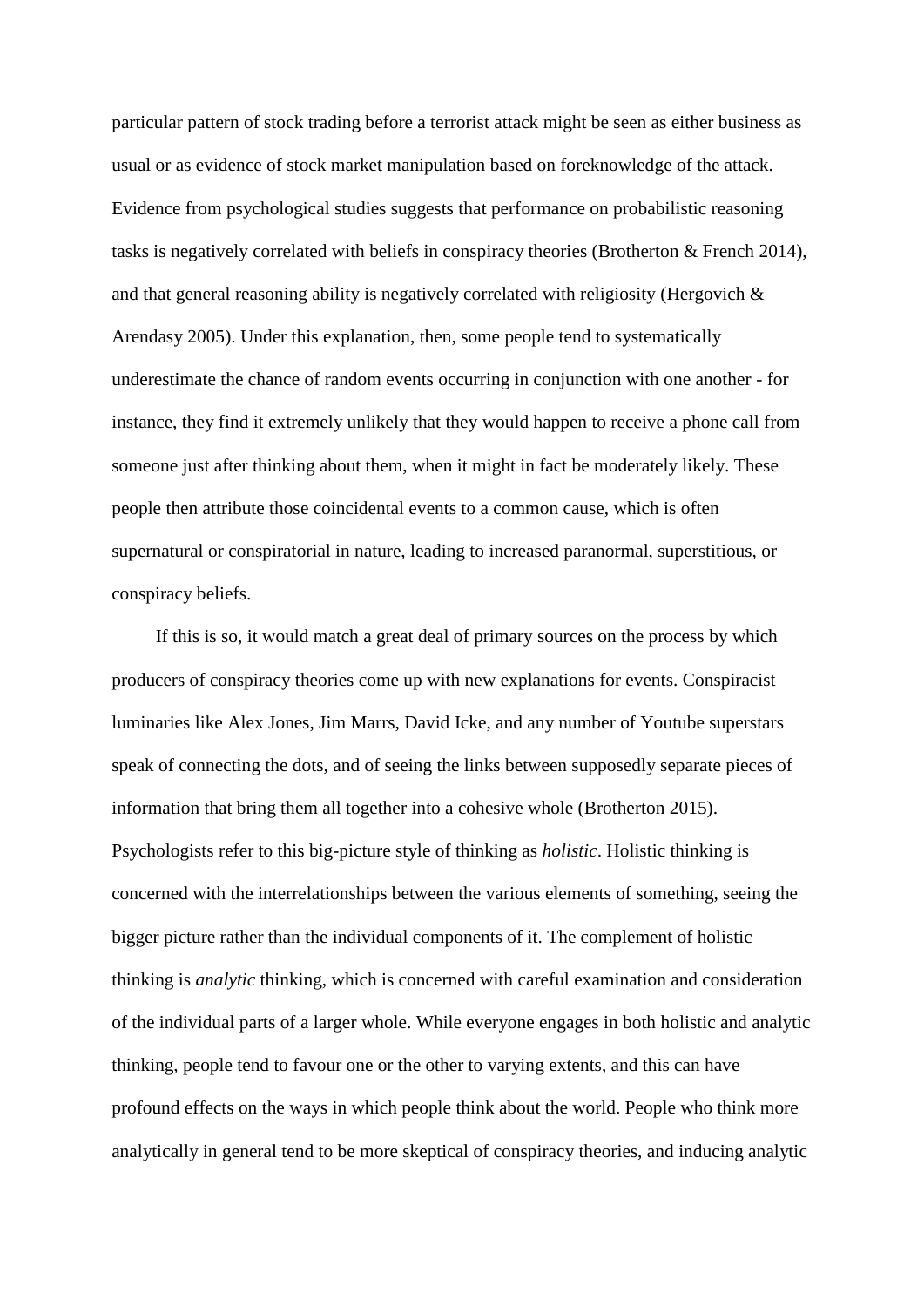particular pattern of stock trading before a terrorist attack might be seen as either business as usual or as evidence of stock market manipulation based on foreknowledge of the attack. Evidence from psychological studies suggests that performance on probabilistic reasoning tasks is negatively correlated with beliefs in conspiracy theories (Brotherton & French 2014), and that general reasoning ability is negatively correlated with religiosity (Hergovich & Arendasy 2005). Under this explanation, then, some people tend to systematically underestimate the chance of random events occurring in conjunction with one another - for instance, they find it extremely unlikely that they would happen to receive a phone call from someone just after thinking about them, when it might in fact be moderately likely. These people then attribute those coincidental events to a common cause, which is often supernatural or conspiratorial in nature, leading to increased paranormal, superstitious, or conspiracy beliefs.

If this is so, it would match a great deal of primary sources on the process by which producers of conspiracy theories come up with new explanations for events. Conspiracist luminaries like Alex Jones, Jim Marrs, David Icke, and any number of Youtube superstars speak of connecting the dots, and of seeing the links between supposedly separate pieces of information that bring them all together into a cohesive whole (Brotherton 2015). Psychologists refer to this big-picture style of thinking as *holistic*. Holistic thinking is concerned with the interrelationships between the various elements of something, seeing the bigger picture rather than the individual components of it. The complement of holistic thinking is *analytic* thinking, which is concerned with careful examination and consideration of the individual parts of a larger whole. While everyone engages in both holistic and analytic thinking, people tend to favour one or the other to varying extents, and this can have profound effects on the ways in which people think about the world. People who think more analytically in general tend to be more skeptical of conspiracy theories, and inducing analytic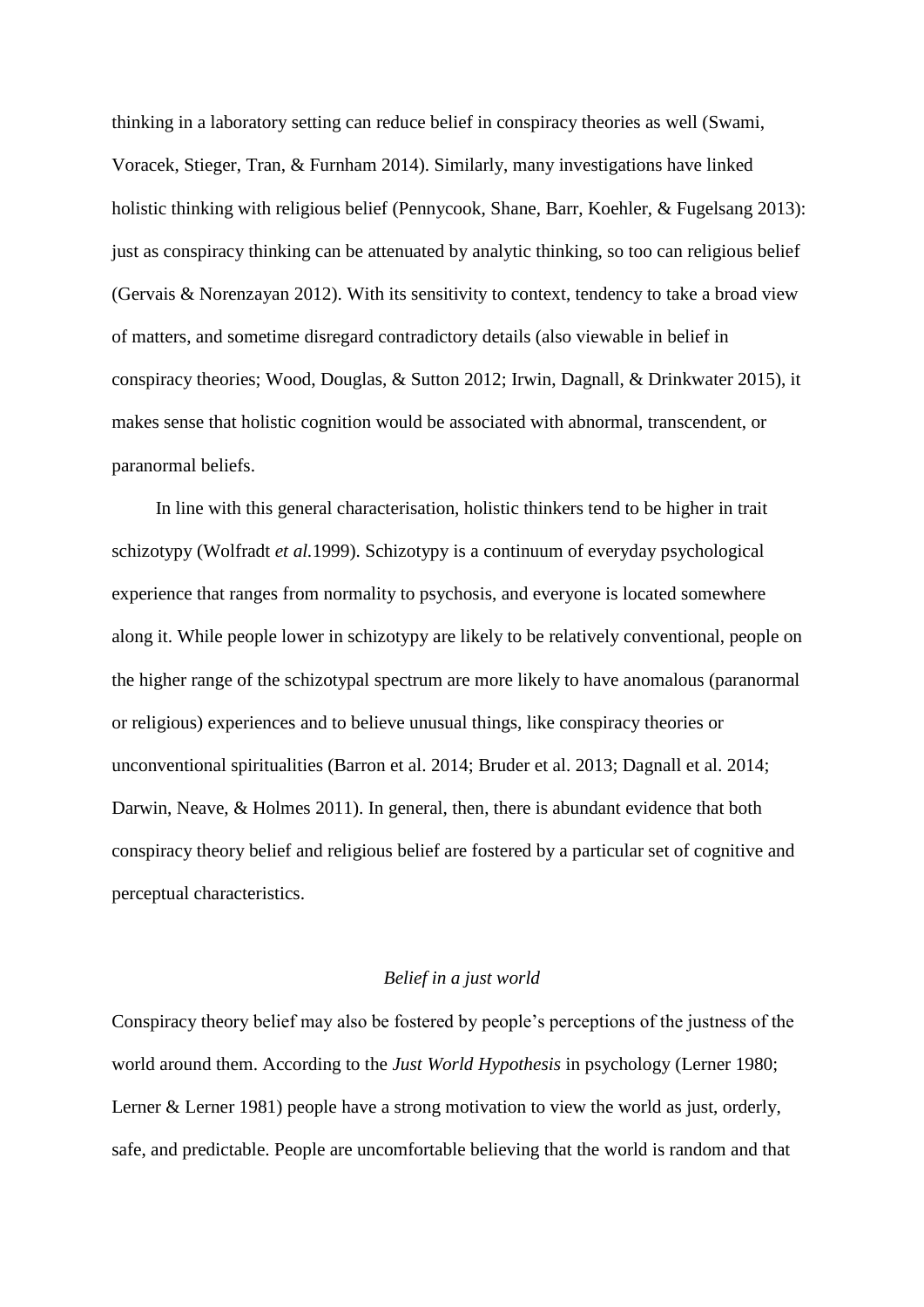thinking in a laboratory setting can reduce belief in conspiracy theories as well (Swami, Voracek, Stieger, Tran, & Furnham 2014). Similarly, many investigations have linked holistic thinking with religious belief (Pennycook, Shane, Barr, Koehler, & Fugelsang 2013): just as conspiracy thinking can be attenuated by analytic thinking, so too can religious belief (Gervais & Norenzayan 2012). With its sensitivity to context, tendency to take a broad view of matters, and sometime disregard contradictory details (also viewable in belief in conspiracy theories; Wood, Douglas, & Sutton 2012; Irwin, Dagnall, & Drinkwater 2015), it makes sense that holistic cognition would be associated with abnormal, transcendent, or paranormal beliefs.

In line with this general characterisation, holistic thinkers tend to be higher in trait schizotypy (Wolfradt *et al.*1999). Schizotypy is a continuum of everyday psychological experience that ranges from normality to psychosis, and everyone is located somewhere along it. While people lower in schizotypy are likely to be relatively conventional, people on the higher range of the schizotypal spectrum are more likely to have anomalous (paranormal or religious) experiences and to believe unusual things, like conspiracy theories or unconventional spiritualities (Barron et al. 2014; Bruder et al. 2013; Dagnall et al. 2014; Darwin, Neave, & Holmes 2011). In general, then, there is abundant evidence that both conspiracy theory belief and religious belief are fostered by a particular set of cognitive and perceptual characteristics.

### *Belief in a just world*

Conspiracy theory belief may also be fostered by people's perceptions of the justness of the world around them. According to the *Just World Hypothesis* in psychology (Lerner 1980; Lerner & Lerner 1981) people have a strong motivation to view the world as just, orderly, safe, and predictable. People are uncomfortable believing that the world is random and that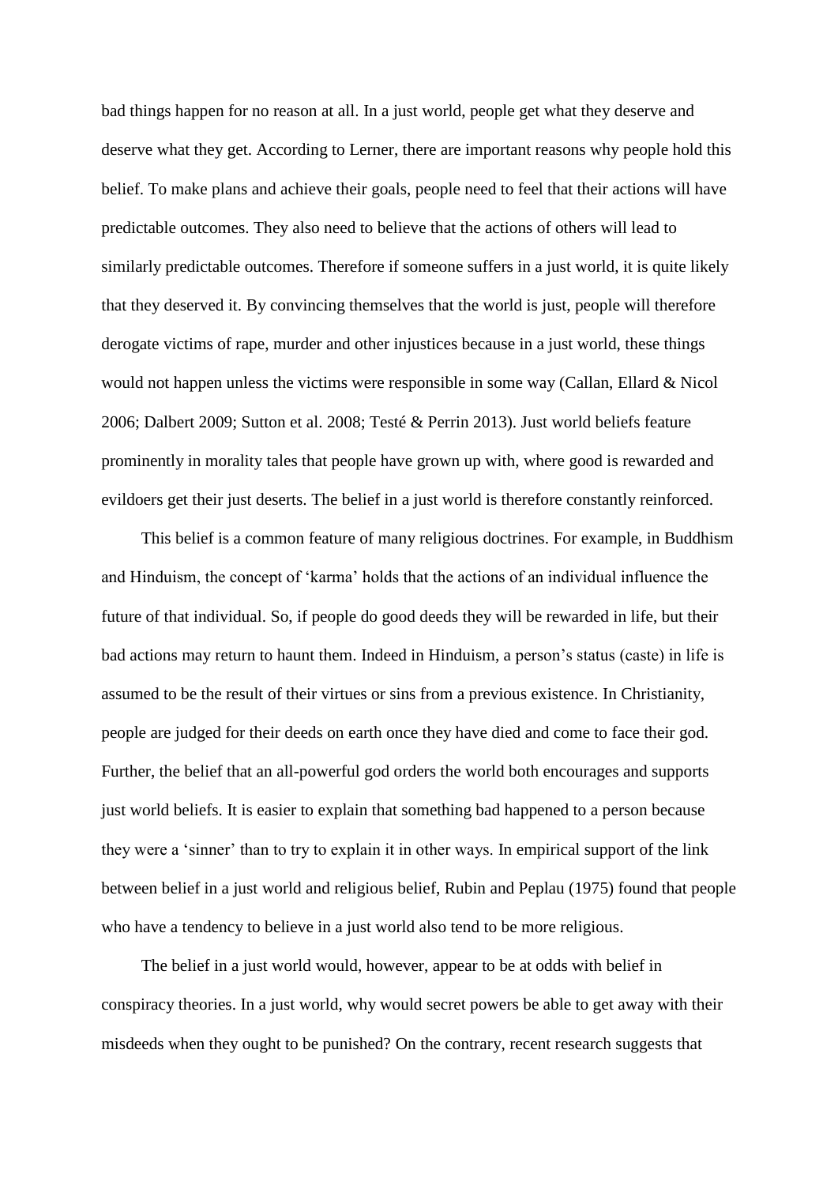bad things happen for no reason at all. In a just world, people get what they deserve and deserve what they get. According to Lerner, there are important reasons why people hold this belief. To make plans and achieve their goals, people need to feel that their actions will have predictable outcomes. They also need to believe that the actions of others will lead to similarly predictable outcomes. Therefore if someone suffers in a just world, it is quite likely that they deserved it. By convincing themselves that the world is just, people will therefore derogate victims of rape, murder and other injustices because in a just world, these things would not happen unless the victims were responsible in some way (Callan, Ellard & Nicol 2006; Dalbert 2009; Sutton et al. 2008; Testé & Perrin 2013). Just world beliefs feature prominently in morality tales that people have grown up with, where good is rewarded and evildoers get their just deserts. The belief in a just world is therefore constantly reinforced.

This belief is a common feature of many religious doctrines. For example, in Buddhism and Hinduism, the concept of 'karma' holds that the actions of an individual influence the future of that individual. So, if people do good deeds they will be rewarded in life, but their bad actions may return to haunt them. Indeed in Hinduism, a person's status (caste) in life is assumed to be the result of their virtues or sins from a previous existence. In Christianity, people are judged for their deeds on earth once they have died and come to face their god. Further, the belief that an all-powerful god orders the world both encourages and supports just world beliefs. It is easier to explain that something bad happened to a person because they were a 'sinner' than to try to explain it in other ways. In empirical support of the link between belief in a just world and religious belief, Rubin and Peplau (1975) found that people who have a tendency to believe in a just world also tend to be more religious.

The belief in a just world would, however, appear to be at odds with belief in conspiracy theories. In a just world, why would secret powers be able to get away with their misdeeds when they ought to be punished? On the contrary, recent research suggests that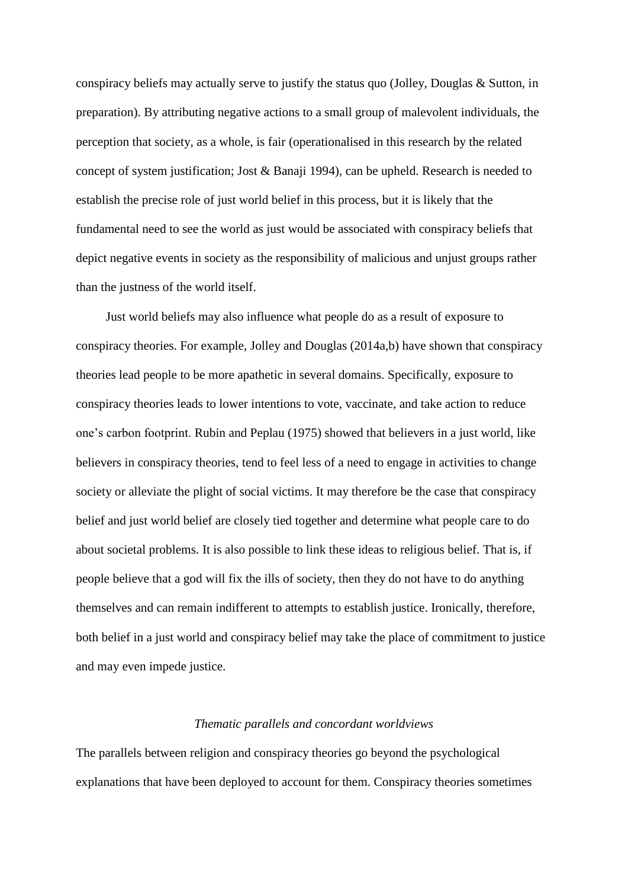conspiracy beliefs may actually serve to justify the status quo (Jolley, Douglas & Sutton, in preparation). By attributing negative actions to a small group of malevolent individuals, the perception that society, as a whole, is fair (operationalised in this research by the related concept of system justification; Jost & Banaji 1994), can be upheld. Research is needed to establish the precise role of just world belief in this process, but it is likely that the fundamental need to see the world as just would be associated with conspiracy beliefs that depict negative events in society as the responsibility of malicious and unjust groups rather than the justness of the world itself.

Just world beliefs may also influence what people do as a result of exposure to conspiracy theories. For example, Jolley and Douglas (2014a,b) have shown that conspiracy theories lead people to be more apathetic in several domains. Specifically, exposure to conspiracy theories leads to lower intentions to vote, vaccinate, and take action to reduce one's carbon footprint. Rubin and Peplau (1975) showed that believers in a just world, like believers in conspiracy theories, tend to feel less of a need to engage in activities to change society or alleviate the plight of social victims. It may therefore be the case that conspiracy belief and just world belief are closely tied together and determine what people care to do about societal problems. It is also possible to link these ideas to religious belief. That is, if people believe that a god will fix the ills of society, then they do not have to do anything themselves and can remain indifferent to attempts to establish justice. Ironically, therefore, both belief in a just world and conspiracy belief may take the place of commitment to justice and may even impede justice.

### *Thematic parallels and concordant worldviews*

The parallels between religion and conspiracy theories go beyond the psychological explanations that have been deployed to account for them. Conspiracy theories sometimes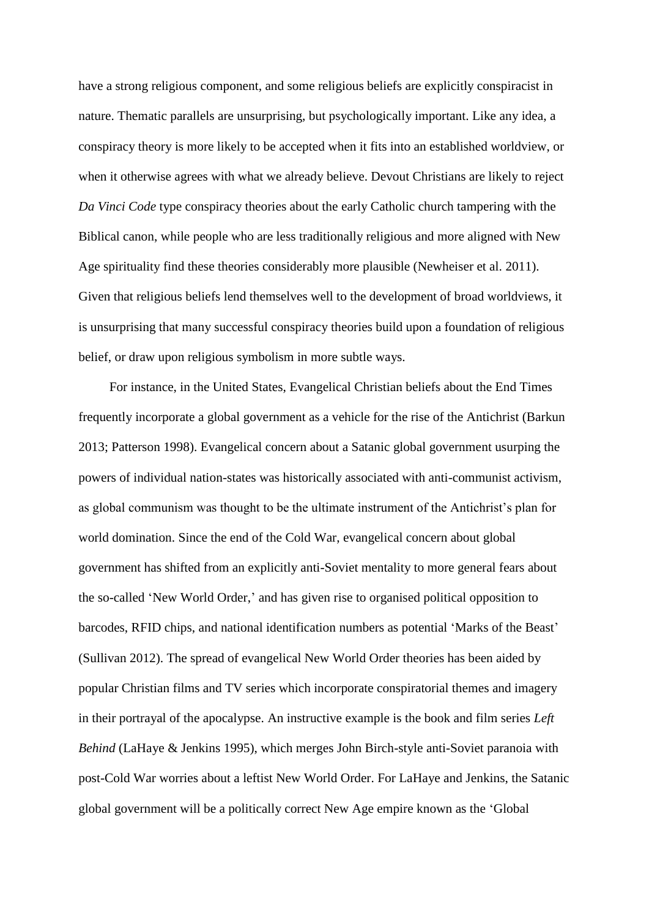have a strong religious component, and some religious beliefs are explicitly conspiracist in nature. Thematic parallels are unsurprising, but psychologically important. Like any idea, a conspiracy theory is more likely to be accepted when it fits into an established worldview, or when it otherwise agrees with what we already believe. Devout Christians are likely to reject *Da Vinci Code* type conspiracy theories about the early Catholic church tampering with the Biblical canon, while people who are less traditionally religious and more aligned with New Age spirituality find these theories considerably more plausible (Newheiser et al. 2011). Given that religious beliefs lend themselves well to the development of broad worldviews, it is unsurprising that many successful conspiracy theories build upon a foundation of religious belief, or draw upon religious symbolism in more subtle ways.

For instance, in the United States, Evangelical Christian beliefs about the End Times frequently incorporate a global government as a vehicle for the rise of the Antichrist (Barkun 2013; Patterson 1998). Evangelical concern about a Satanic global government usurping the powers of individual nation-states was historically associated with anti-communist activism, as global communism was thought to be the ultimate instrument of the Antichrist's plan for world domination. Since the end of the Cold War, evangelical concern about global government has shifted from an explicitly anti-Soviet mentality to more general fears about the so-called 'New World Order,' and has given rise to organised political opposition to barcodes, RFID chips, and national identification numbers as potential 'Marks of the Beast' (Sullivan 2012). The spread of evangelical New World Order theories has been aided by popular Christian films and TV series which incorporate conspiratorial themes and imagery in their portrayal of the apocalypse. An instructive example is the book and film series *Left Behind* (LaHaye & Jenkins 1995), which merges John Birch-style anti-Soviet paranoia with post-Cold War worries about a leftist New World Order. For LaHaye and Jenkins, the Satanic global government will be a politically correct New Age empire known as the 'Global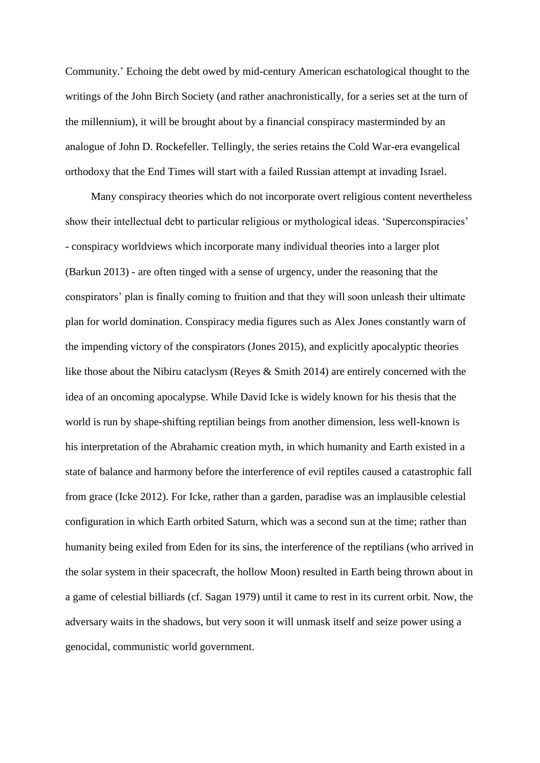Community.' Echoing the debt owed by mid-century American eschatological thought to the writings of the John Birch Society (and rather anachronistically, for a series set at the turn of the millennium), it will be brought about by a financial conspiracy masterminded by an analogue of John D. Rockefeller. Tellingly, the series retains the Cold War-era evangelical orthodoxy that the End Times will start with a failed Russian attempt at invading Israel.

Many conspiracy theories which do not incorporate overt religious content nevertheless show their intellectual debt to particular religious or mythological ideas. 'Superconspiracies' - conspiracy worldviews which incorporate many individual theories into a larger plot (Barkun 2013) - are often tinged with a sense of urgency, under the reasoning that the conspirators' plan is finally coming to fruition and that they will soon unleash their ultimate plan for world domination. Conspiracy media figures such as Alex Jones constantly warn of the impending victory of the conspirators (Jones 2015), and explicitly apocalyptic theories like those about the Nibiru cataclysm (Reyes & Smith 2014) are entirely concerned with the idea of an oncoming apocalypse. While David Icke is widely known for his thesis that the world is run by shape-shifting reptilian beings from another dimension, less well-known is his interpretation of the Abrahamic creation myth, in which humanity and Earth existed in a state of balance and harmony before the interference of evil reptiles caused a catastrophic fall from grace (Icke 2012). For Icke, rather than a garden, paradise was an implausible celestial configuration in which Earth orbited Saturn, which was a second sun at the time; rather than humanity being exiled from Eden for its sins, the interference of the reptilians (who arrived in the solar system in their spacecraft, the hollow Moon) resulted in Earth being thrown about in a game of celestial billiards (cf. Sagan 1979) until it came to rest in its current orbit. Now, the adversary waits in the shadows, but very soon it will unmask itself and seize power using a genocidal, communistic world government.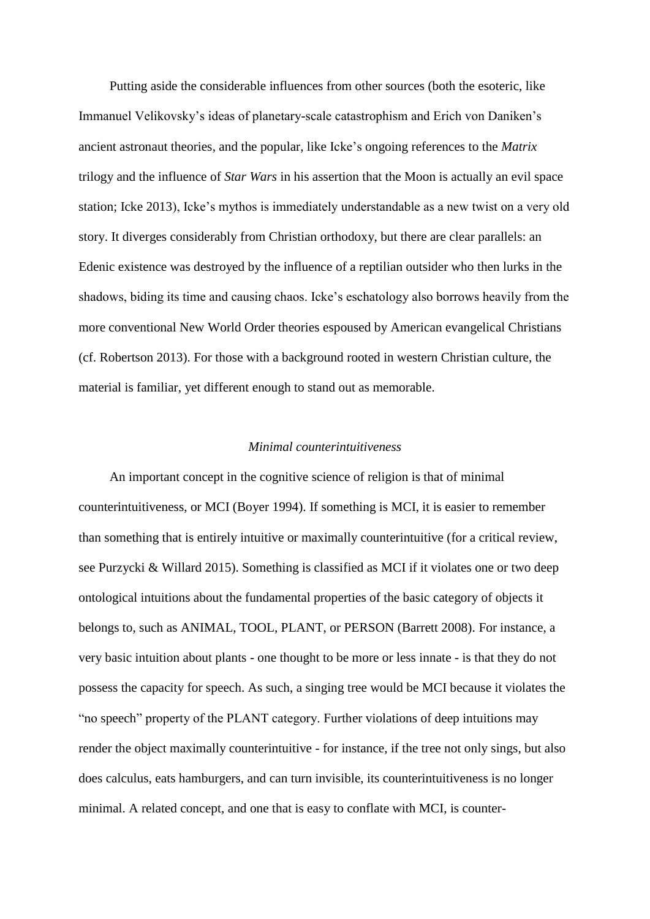Putting aside the considerable influences from other sources (both the esoteric, like Immanuel Velikovsky's ideas of planetary-scale catastrophism and Erich von Daniken's ancient astronaut theories, and the popular, like Icke's ongoing references to the *Matrix* trilogy and the influence of *Star Wars* in his assertion that the Moon is actually an evil space station; Icke 2013), Icke's mythos is immediately understandable as a new twist on a very old story. It diverges considerably from Christian orthodoxy, but there are clear parallels: an Edenic existence was destroyed by the influence of a reptilian outsider who then lurks in the shadows, biding its time and causing chaos. Icke's eschatology also borrows heavily from the more conventional New World Order theories espoused by American evangelical Christians (cf. Robertson 2013). For those with a background rooted in western Christian culture, the material is familiar, yet different enough to stand out as memorable.

### *Minimal counterintuitiveness*

An important concept in the cognitive science of religion is that of minimal counterintuitiveness, or MCI (Boyer 1994). If something is MCI, it is easier to remember than something that is entirely intuitive or maximally counterintuitive (for a critical review, see Purzycki & Willard 2015). Something is classified as MCI if it violates one or two deep ontological intuitions about the fundamental properties of the basic category of objects it belongs to, such as ANIMAL, TOOL, PLANT, or PERSON (Barrett 2008). For instance, a very basic intuition about plants - one thought to be more or less innate - is that they do not possess the capacity for speech. As such, a singing tree would be MCI because it violates the "no speech" property of the PLANT category. Further violations of deep intuitions may render the object maximally counterintuitive - for instance, if the tree not only sings, but also does calculus, eats hamburgers, and can turn invisible, its counterintuitiveness is no longer minimal. A related concept, and one that is easy to conflate with MCI, is counter-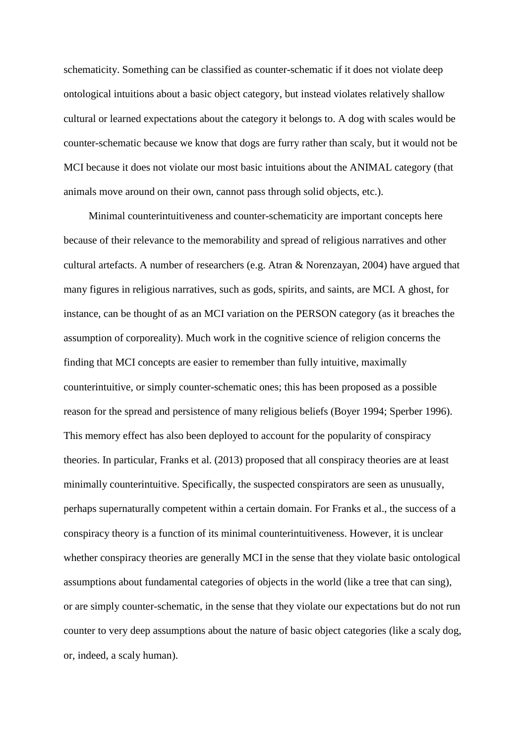schematicity. Something can be classified as counter-schematic if it does not violate deep ontological intuitions about a basic object category, but instead violates relatively shallow cultural or learned expectations about the category it belongs to. A dog with scales would be counter-schematic because we know that dogs are furry rather than scaly, but it would not be MCI because it does not violate our most basic intuitions about the ANIMAL category (that animals move around on their own, cannot pass through solid objects, etc.).

Minimal counterintuitiveness and counter-schematicity are important concepts here because of their relevance to the memorability and spread of religious narratives and other cultural artefacts. A number of researchers (e.g. Atran & Norenzayan, 2004) have argued that many figures in religious narratives, such as gods, spirits, and saints, are MCI. A ghost, for instance, can be thought of as an MCI variation on the PERSON category (as it breaches the assumption of corporeality). Much work in the cognitive science of religion concerns the finding that MCI concepts are easier to remember than fully intuitive, maximally counterintuitive, or simply counter-schematic ones; this has been proposed as a possible reason for the spread and persistence of many religious beliefs (Boyer 1994; Sperber 1996). This memory effect has also been deployed to account for the popularity of conspiracy theories. In particular, Franks et al. (2013) proposed that all conspiracy theories are at least minimally counterintuitive. Specifically, the suspected conspirators are seen as unusually, perhaps supernaturally competent within a certain domain. For Franks et al., the success of a conspiracy theory is a function of its minimal counterintuitiveness. However, it is unclear whether conspiracy theories are generally MCI in the sense that they violate basic ontological assumptions about fundamental categories of objects in the world (like a tree that can sing), or are simply counter-schematic, in the sense that they violate our expectations but do not run counter to very deep assumptions about the nature of basic object categories (like a scaly dog, or, indeed, a scaly human).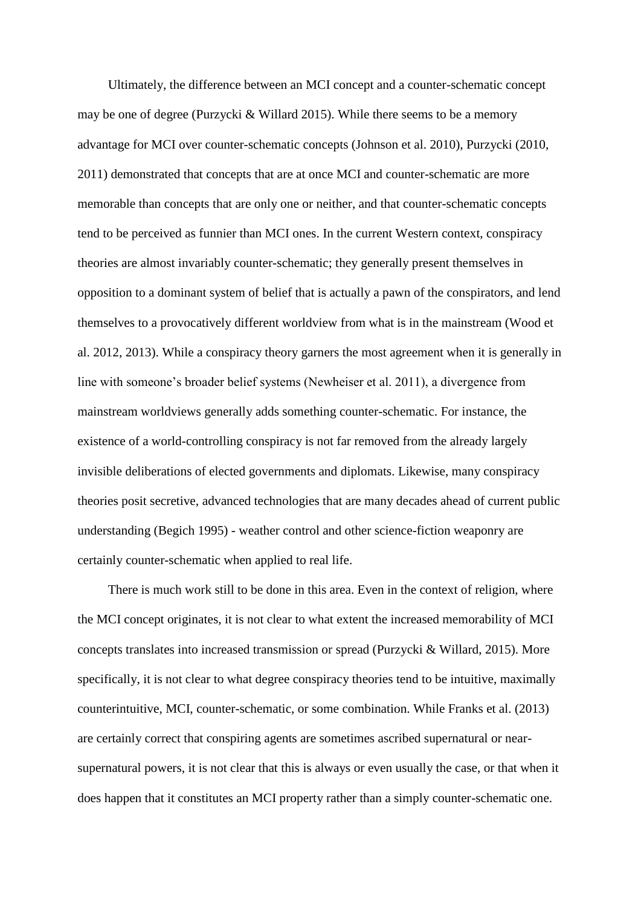Ultimately, the difference between an MCI concept and a counter-schematic concept may be one of degree (Purzycki & Willard 2015). While there seems to be a memory advantage for MCI over counter-schematic concepts (Johnson et al. 2010), Purzycki (2010, 2011) demonstrated that concepts that are at once MCI and counter-schematic are more memorable than concepts that are only one or neither, and that counter-schematic concepts tend to be perceived as funnier than MCI ones. In the current Western context, conspiracy theories are almost invariably counter-schematic; they generally present themselves in opposition to a dominant system of belief that is actually a pawn of the conspirators, and lend themselves to a provocatively different worldview from what is in the mainstream (Wood et al. 2012, 2013). While a conspiracy theory garners the most agreement when it is generally in line with someone's broader belief systems (Newheiser et al. 2011), a divergence from mainstream worldviews generally adds something counter-schematic. For instance, the existence of a world-controlling conspiracy is not far removed from the already largely invisible deliberations of elected governments and diplomats. Likewise, many conspiracy theories posit secretive, advanced technologies that are many decades ahead of current public understanding (Begich 1995) - weather control and other science-fiction weaponry are certainly counter-schematic when applied to real life.

There is much work still to be done in this area. Even in the context of religion, where the MCI concept originates, it is not clear to what extent the increased memorability of MCI concepts translates into increased transmission or spread (Purzycki & Willard, 2015). More specifically, it is not clear to what degree conspiracy theories tend to be intuitive, maximally counterintuitive, MCI, counter-schematic, or some combination. While Franks et al. (2013) are certainly correct that conspiring agents are sometimes ascribed supernatural or near-supernatural powers, it is not clear that this is always or even usually the case, or that when it does happen that it constitutes an MCI property rather than a simply counter-schematic one.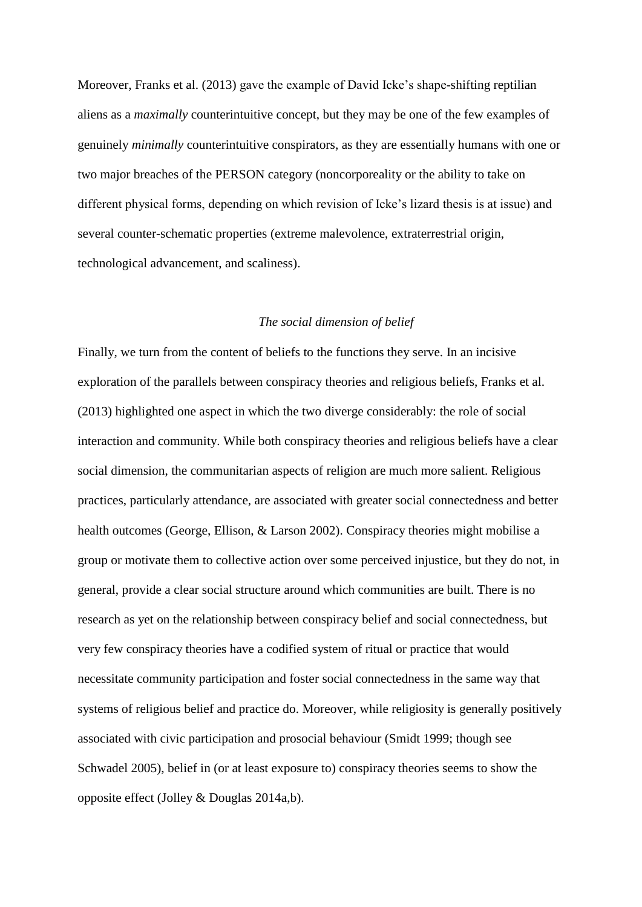Moreover, Franks et al. (2013) gave the example of David Icke's shape-shifting reptilian aliens as a *maximally* counterintuitive concept, but they may be one of the few examples of genuinely *minimally* counterintuitive conspirators, as they are essentially humans with one or two major breaches of the PERSON category (noncorporeality or the ability to take on different physical forms, depending on which revision of Icke's lizard thesis is at issue) and several counter-schematic properties (extreme malevolence, extraterrestrial origin, technological advancement, and scaliness).

### *The social dimension of belief*

Finally, we turn from the content of beliefs to the functions they serve. In an incisive exploration of the parallels between conspiracy theories and religious beliefs, Franks et al. (2013) highlighted one aspect in which the two diverge considerably: the role of social interaction and community. While both conspiracy theories and religious beliefs have a clear social dimension, the communitarian aspects of religion are much more salient. Religious practices, particularly attendance, are associated with greater social connectedness and better health outcomes (George, Ellison, & Larson 2002). Conspiracy theories might mobilise a group or motivate them to collective action over some perceived injustice, but they do not, in general, provide a clear social structure around which communities are built. There is no research as yet on the relationship between conspiracy belief and social connectedness, but very few conspiracy theories have a codified system of ritual or practice that would necessitate community participation and foster social connectedness in the same way that systems of religious belief and practice do. Moreover, while religiosity is generally positively associated with civic participation and prosocial behaviour (Smidt 1999; though see Schwadel 2005), belief in (or at least exposure to) conspiracy theories seems to show the opposite effect (Jolley & Douglas 2014a,b).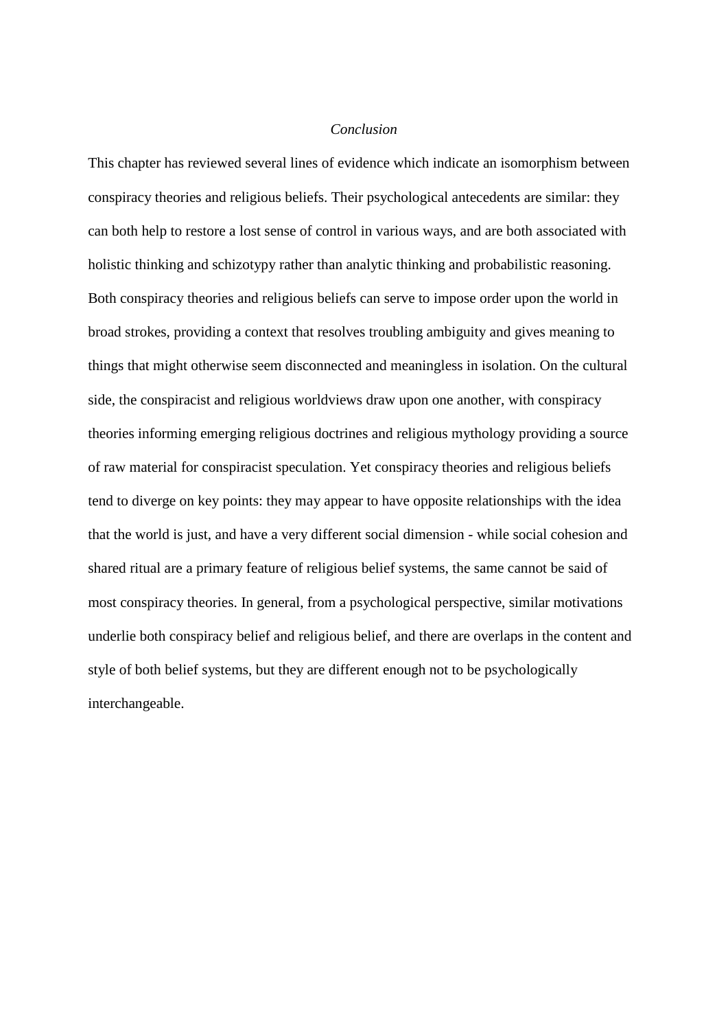## *Conclusion*

This chapter has reviewed several lines of evidence which indicate an isomorphism between conspiracy theories and religious beliefs. Their psychological antecedents are similar: they can both help to restore a lost sense of control in various ways, and are both associated with holistic thinking and schizotypy rather than analytic thinking and probabilistic reasoning. Both conspiracy theories and religious beliefs can serve to impose order upon the world in broad strokes, providing a context that resolves troubling ambiguity and gives meaning to things that might otherwise seem disconnected and meaningless in isolation. On the cultural side, the conspiracist and religious worldviews draw upon one another, with conspiracy theories informing emerging religious doctrines and religious mythology providing a source of raw material for conspiracist speculation. Yet conspiracy theories and religious beliefs tend to diverge on key points: they may appear to have opposite relationships with the idea that the world is just, and have a very different social dimension - while social cohesion and shared ritual are a primary feature of religious belief systems, the same cannot be said of most conspiracy theories. In general, from a psychological perspective, similar motivations underlie both conspiracy belief and religious belief, and there are overlaps in the content and style of both belief systems, but they are different enough not to be psychologically interchangeable.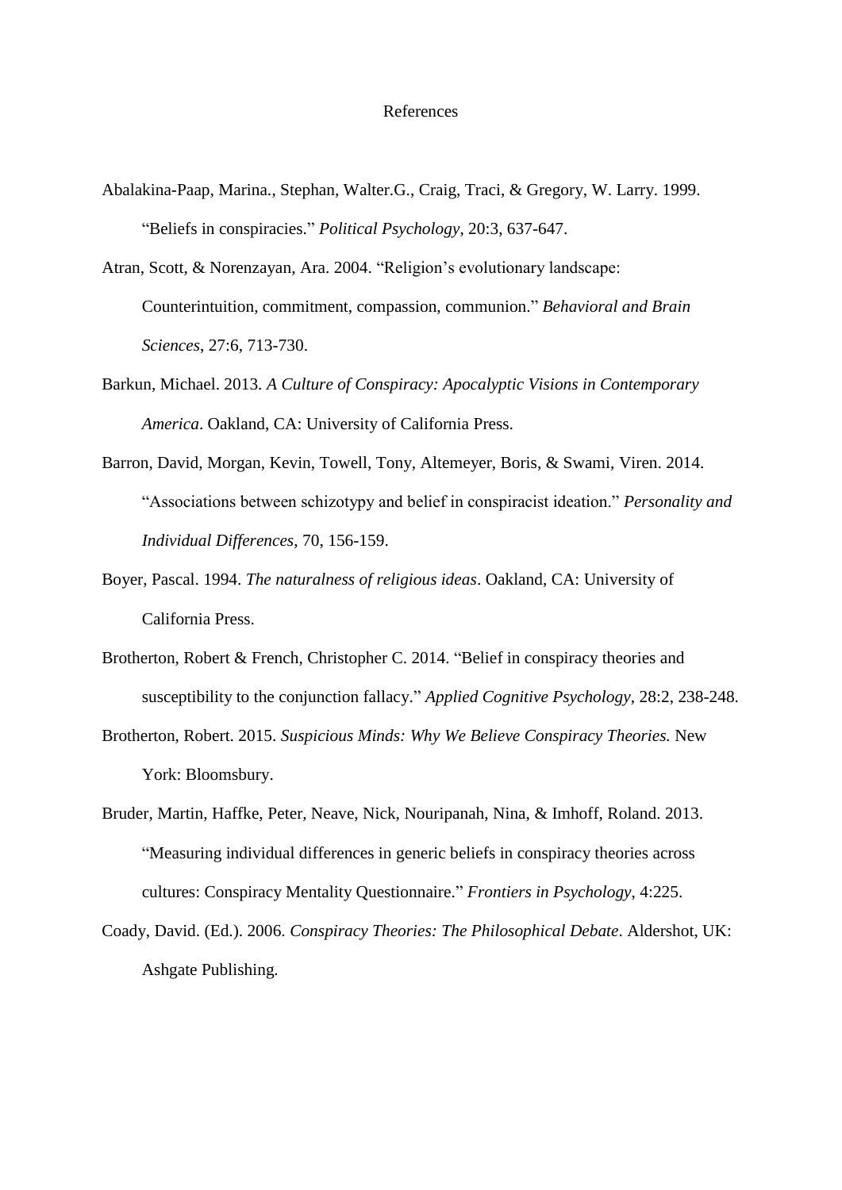# References

Abalakina-Paap, Marina., Stephan, Walter.G., Craig, Traci, & Gregory, W. Larry. 1999. "Beliefs in conspiracies." *Political Psychology*, 20:3, 637-647.

Atran, Scott, & Norenzayan, Ara. 2004. "Religion's evolutionary landscape: Counterintuition, commitment, compassion, communion." *Behavioral and Brain Sciences*, 27:6, 713-730.

Barkun, Michael. 2013. *A Culture of Conspiracy: Apocalyptic Visions in Contemporary America*. Oakland, CA: University of California Press.

Barron, David, Morgan, Kevin, Towell, Tony, Altemeyer, Boris, & Swami, Viren. 2014. "Associations between schizotypy and belief in conspiracist ideation." *Personality and Individual Differences*, 70, 156-159.

Boyer, Pascal. 1994. *The naturalness of religious ideas*. Oakland, CA: University of California Press.

Brotherton, Robert & French, Christopher C. 2014. "Belief in conspiracy theories and susceptibility to the conjunction fallacy." *Applied Cognitive Psychology*, 28:2, 238-248.

Brotherton, Robert. 2015. *Suspicious Minds: Why We Believe Conspiracy Theories.* New York: Bloomsbury.

Bruder, Martin, Haffke, Peter, Neave, Nick, Nouripanah, Nina, & Imhoff, Roland. 2013. "Measuring individual differences in generic beliefs in conspiracy theories across cultures: Conspiracy Mentality Questionnaire." *Frontiers in Psychology*, 4:225.

Coady, David. (Ed.). 2006. *Conspiracy Theories: The Philosophical Debate*. Aldershot, UK: Ashgate Publishing.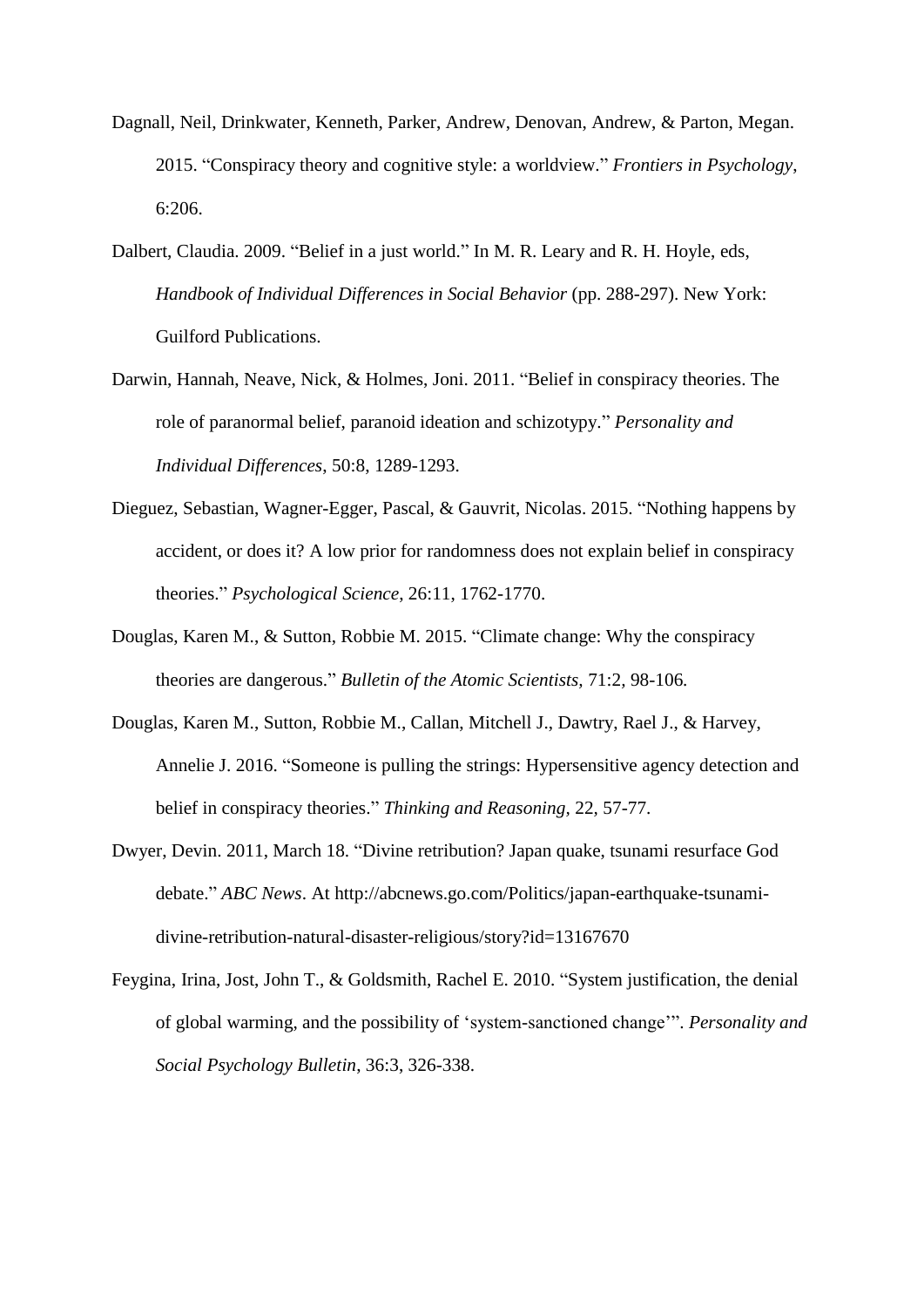Dagnall, Neil, Drinkwater, Kenneth, Parker, Andrew, Denovan, Andrew, & Parton, Megan. 2015. "Conspiracy theory and cognitive style: a worldview." *Frontiers in Psychology*, 6:206.

Dalbert, Claudia. 2009. "Belief in a just world." In M. R. Leary and R. H. Hoyle, eds, *Handbook of Individual Differences in Social Behavior* (pp. 288-297). New York: Guilford Publications.

Darwin, Hannah, Neave, Nick, & Holmes, Joni. 2011. "Belief in conspiracy theories. The role of paranormal belief, paranoid ideation and schizotypy." *Personality and Individual Differences*, 50:8, 1289-1293.

Dieguez, Sebastian, Wagner-Egger, Pascal, & Gauvrit, Nicolas. 2015. "Nothing happens by accident, or does it? A low prior for randomness does not explain belief in conspiracy theories." *Psychological Science*, 26:11, 1762-1770.

Douglas, Karen M., & Sutton, Robbie M. 2015. "Climate change: Why the conspiracy theories are dangerous." *Bulletin of the Atomic Scientists,* 71:2, 98-106.

Douglas, Karen M., Sutton, Robbie M., Callan, Mitchell J., Dawtry, Rael J., & Harvey, Annelie J. 2016. "Someone is pulling the strings: Hypersensitive agency detection and belief in conspiracy theories." *Thinking and Reasoning,* 22, 57-77.

Dwyer, Devin. 2011, March 18. "Divine retribution? Japan quake, tsunami resurface God debate." *ABC News*. At http://abcnews.go.com/Politics/japan-earthquake-tsunami-divine-retribution-natural-disaster-religious/story?id=13167670

Feygina, Irina, Jost, John T., & Goldsmith, Rachel E. 2010. "System justification, the denial of global warming, and the possibility of 'system-sanctioned change'". *Personality and Social Psychology Bulletin*, 36:3, 326-338.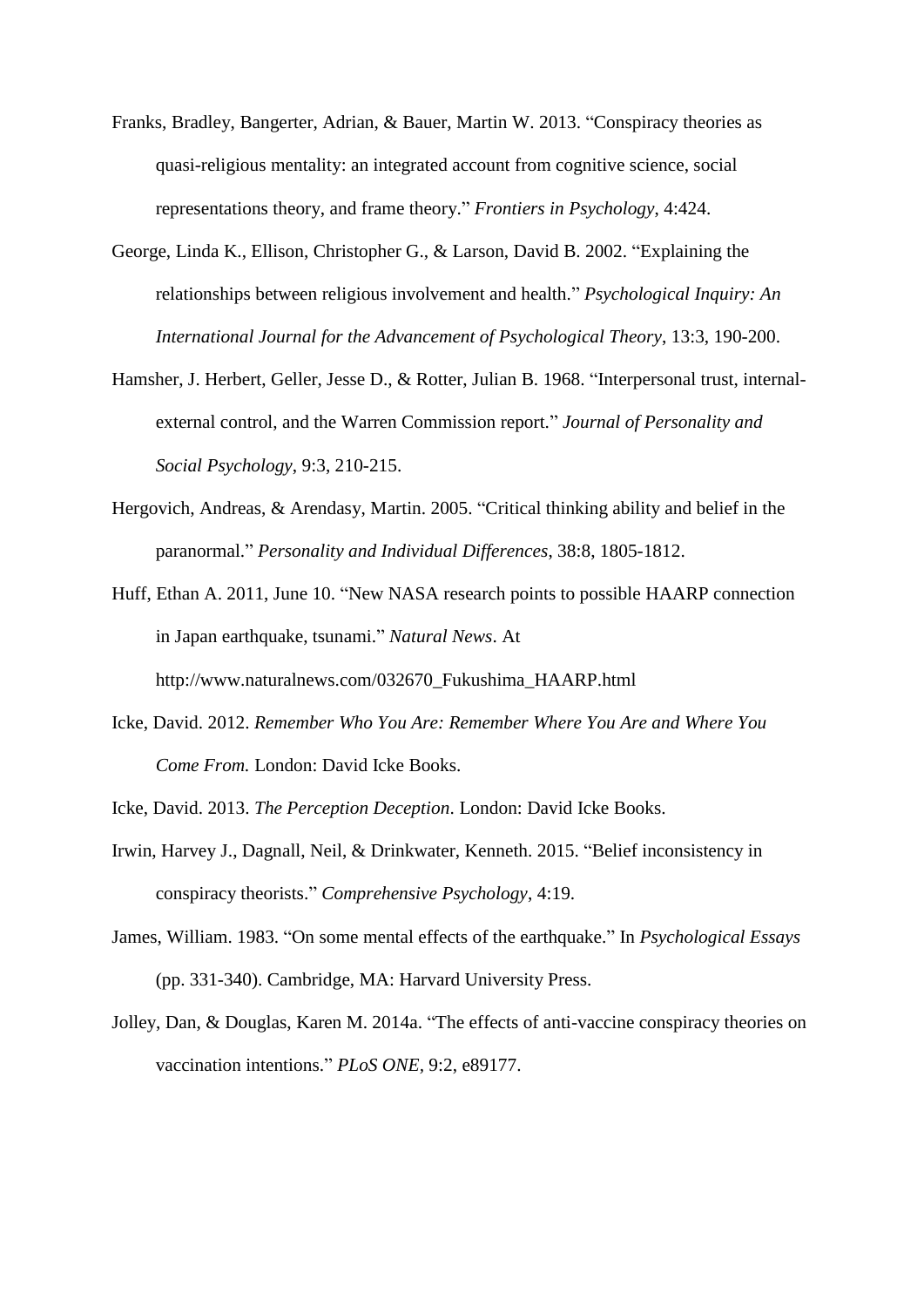Franks, Bradley, Bangerter, Adrian, & Bauer, Martin W. 2013. "Conspiracy theories as quasi-religious mentality: an integrated account from cognitive science, social representations theory, and frame theory." *Frontiers in Psychology*, 4:424.

George, Linda K., Ellison, Christopher G., & Larson, David B. 2002. "Explaining the relationships between religious involvement and health." *Psychological Inquiry: An International Journal for the Advancement of Psychological Theory*, 13:3, 190-200.

Hamsher, J. Herbert, Geller, Jesse D., & Rotter, Julian B. 1968. "Interpersonal trust, internal-external control, and the Warren Commission report." *Journal of Personality and Social Psychology*, 9:3, 210-215.

Hergovich, Andreas, & Arendasy, Martin. 2005. "Critical thinking ability and belief in the paranormal." *Personality and Individual Differences*, 38:8, 1805-1812.

Huff, Ethan A. 2011, June 10. "New NASA research points to possible HAARP connection in Japan earthquake, tsunami." *Natural News*. At http://www.naturalnews.com/032670_Fukushima_HAARP.html

Icke, David. 2012. *Remember Who You Are: Remember Where You Are and Where You Come From.* London: David Icke Books.

Icke, David. 2013. *The Perception Deception*. London: David Icke Books.

Irwin, Harvey J., Dagnall, Neil, & Drinkwater, Kenneth. 2015. "Belief inconsistency in conspiracy theorists." *Comprehensive Psychology*, 4:19.

James, William. 1983. "On some mental effects of the earthquake." In *Psychological Essays* (pp. 331-340). Cambridge, MA: Harvard University Press.

Jolley, Dan, & Douglas, Karen M. 2014a. "The effects of anti-vaccine conspiracy theories on vaccination intentions." *PLoS ONE*, 9:2, e89177.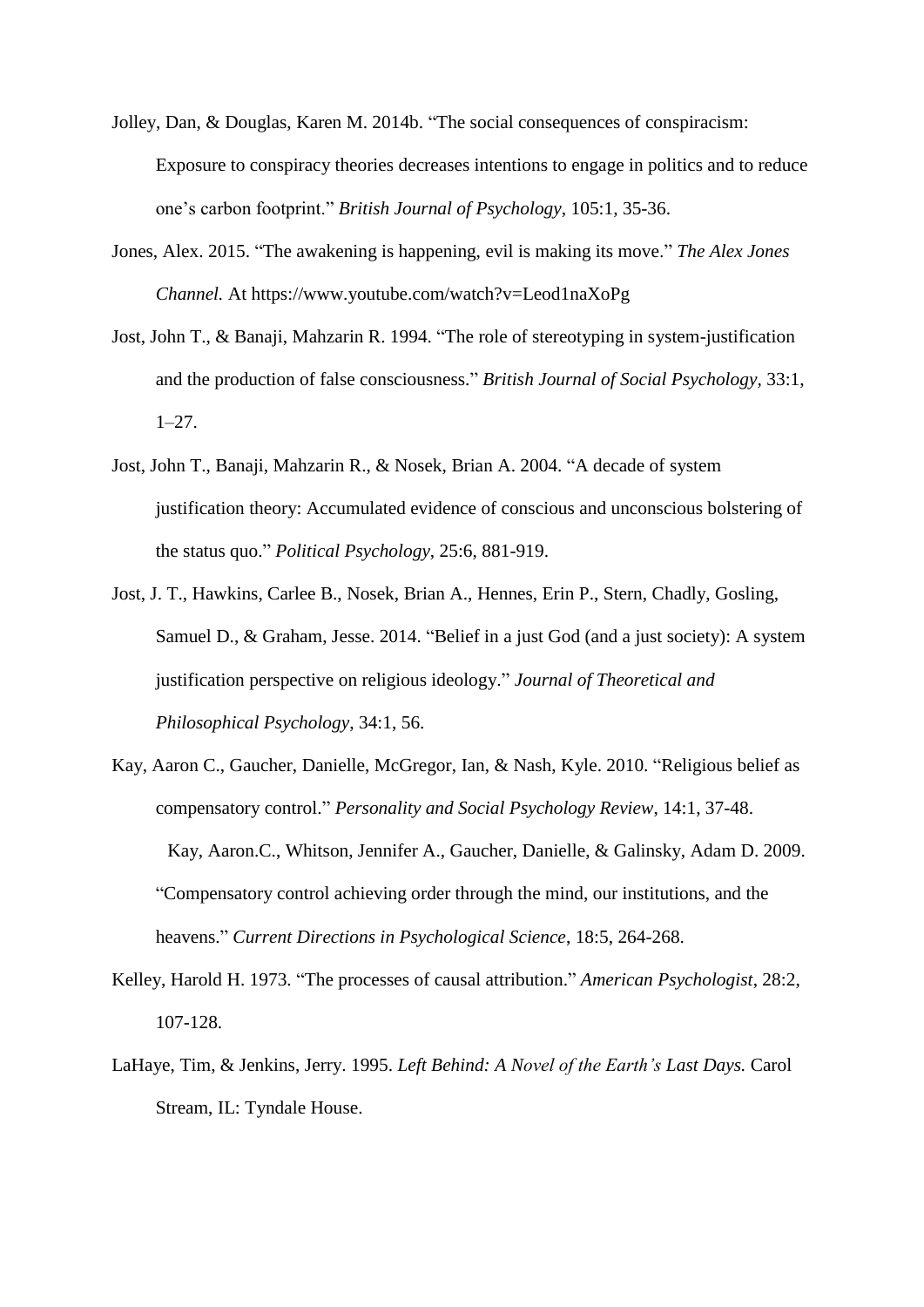Jolley, Dan, & Douglas, Karen M. 2014b. "The social consequences of conspiracism: Exposure to conspiracy theories decreases intentions to engage in politics and to reduce one's carbon footprint." *British Journal of Psychology*, 105:1, 35-36.

Jones, Alex. 2015. "The awakening is happening, evil is making its move." *The Alex Jones Channel.* At https://www.youtube.com/watch?v=Leod1naXoPg

Jost, John T., & Banaji, Mahzarin R. 1994. "The role of stereotyping in system-justification and the production of false consciousness." *British Journal of Social Psychology*, 33:1, 1–27.

Jost, John T., Banaji, Mahzarin R., & Nosek, Brian A. 2004. "A decade of system justification theory: Accumulated evidence of conscious and unconscious bolstering of the status quo." *Political Psychology*, 25:6, 881-919.

Jost, J. T., Hawkins, Carlee B., Nosek, Brian A., Hennes, Erin P., Stern, Chadly, Gosling, Samuel D., & Graham, Jesse. 2014. "Belief in a just God (and a just society): A system justification perspective on religious ideology." *Journal of Theoretical and Philosophical Psychology*, 34:1, 56.

Kay, Aaron C., Gaucher, Danielle, McGregor, Ian, & Nash, Kyle. 2010. "Religious belief as compensatory control." *Personality and Social Psychology Review*, 14:1, 37-48.

Kay, Aaron.C., Whitson, Jennifer A., Gaucher, Danielle, & Galinsky, Adam D. 2009. "Compensatory control achieving order through the mind, our institutions, and the heavens." *Current Directions in Psychological Science*, 18:5, 264-268.

Kelley, Harold H. 1973. "The processes of causal attribution." *American Psychologist*, 28:2, 107-128.

LaHaye, Tim, & Jenkins, Jerry. 1995. *Left Behind: A Novel of the Earth's Last Days.* Carol Stream, IL: Tyndale House.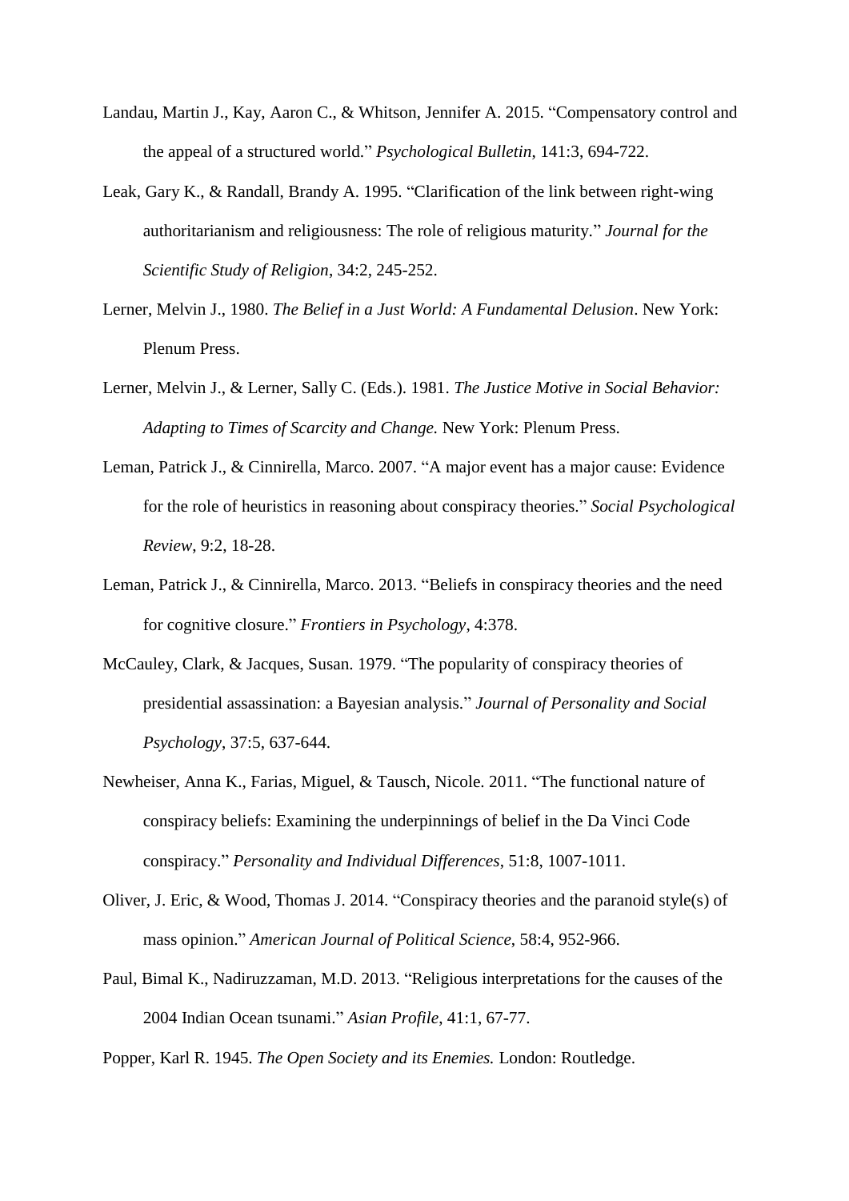Landau, Martin J., Kay, Aaron C., & Whitson, Jennifer A. 2015. "Compensatory control and the appeal of a structured world." *Psychological Bulletin*, 141:3, 694-722.

Leak, Gary K., & Randall, Brandy A. 1995. "Clarification of the link between right-wing authoritarianism and religiousness: The role of religious maturity." *Journal for the Scientific Study of Religion*, 34:2, 245-252.

Lerner, Melvin J., 1980. *The Belief in a Just World: A Fundamental Delusion*. New York: Plenum Press.

Lerner, Melvin J., & Lerner, Sally C. (Eds.). 1981. *The Justice Motive in Social Behavior: Adapting to Times of Scarcity and Change.* New York: Plenum Press.

Leman, Patrick J., & Cinnirella, Marco. 2007. "A major event has a major cause: Evidence for the role of heuristics in reasoning about conspiracy theories." *Social Psychological Review*, 9:2, 18-28.

Leman, Patrick J., & Cinnirella, Marco. 2013. "Beliefs in conspiracy theories and the need for cognitive closure." *Frontiers in Psychology*, 4:378.

McCauley, Clark, & Jacques, Susan. 1979. "The popularity of conspiracy theories of presidential assassination: a Bayesian analysis." *Journal of Personality and Social Psychology*, 37:5, 637-644.

Newheiser, Anna K., Farias, Miguel, & Tausch, Nicole. 2011. "The functional nature of conspiracy beliefs: Examining the underpinnings of belief in the Da Vinci Code conspiracy." *Personality and Individual Differences*, 51:8, 1007-1011.

Oliver, J. Eric, & Wood, Thomas J. 2014. "Conspiracy theories and the paranoid style(s) of mass opinion." *American Journal of Political Science*, 58:4, 952-966.

Paul, Bimal K., Nadiruzzaman, M.D. 2013. "Religious interpretations for the causes of the 2004 Indian Ocean tsunami." *Asian Profile*, 41:1, 67-77.

Popper, Karl R. 1945. *The Open Society and its Enemies.* London: Routledge.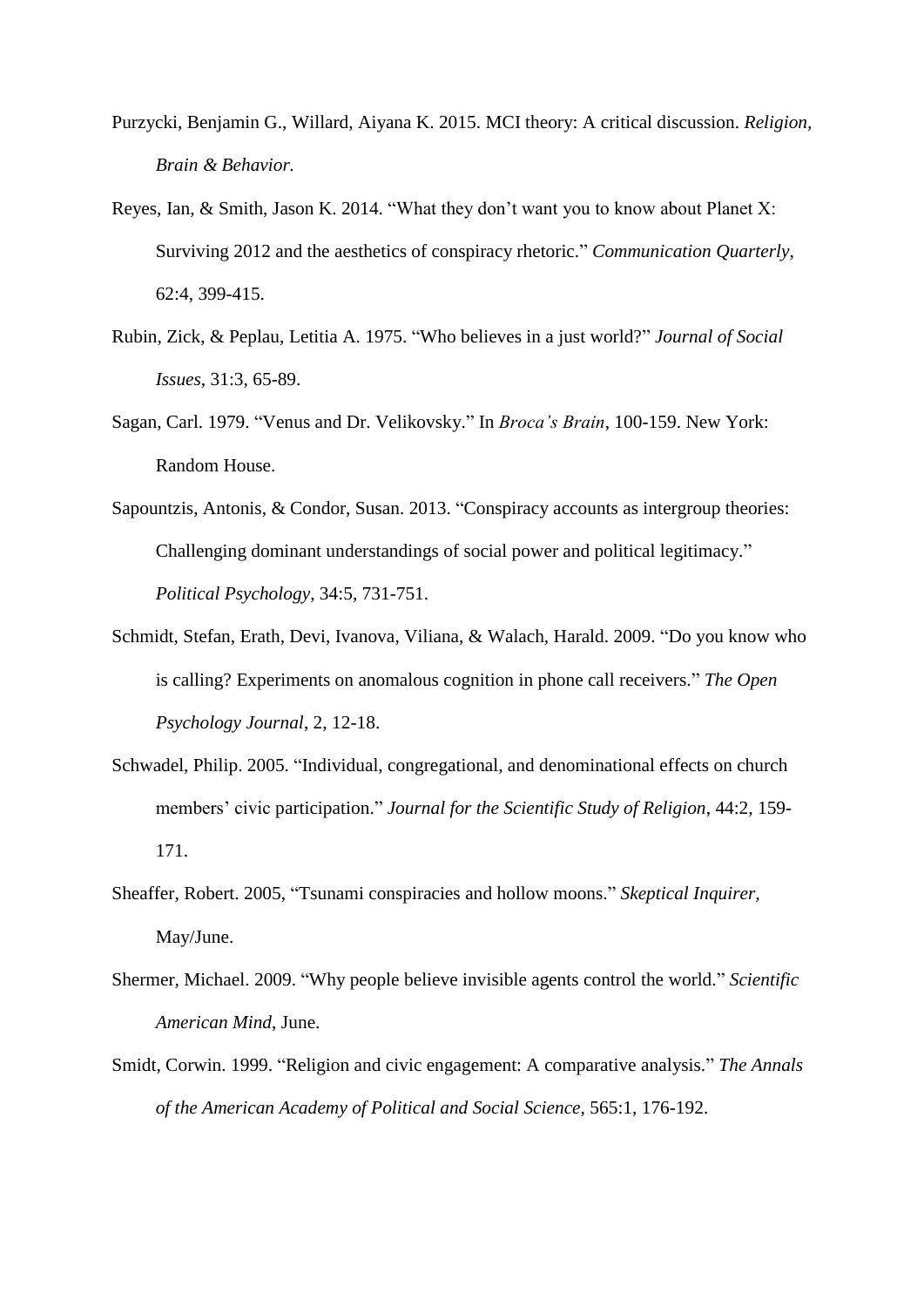Purzycki, Benjamin G., Willard, Aiyana K. 2015. MCI theory: A critical discussion. *Religion, Brain & Behavior.*

Reyes, Ian, & Smith, Jason K. 2014. "What they don't want you to know about Planet X: Surviving 2012 and the aesthetics of conspiracy rhetoric." *Communication Quarterly*, 62:4, 399-415.

Rubin, Zick, & Peplau, Letitia A. 1975. "Who believes in a just world?" *Journal of Social Issues*, 31:3, 65-89.

Sagan, Carl. 1979. "Venus and Dr. Velikovsky." In *Broca's Brain*, 100-159. New York: Random House.

Sapountzis, Antonis, & Condor, Susan. 2013. "Conspiracy accounts as intergroup theories: Challenging dominant understandings of social power and political legitimacy." *Political Psychology*, 34:5, 731-751.

Schmidt, Stefan, Erath, Devi, Ivanova, Viliana, & Walach, Harald. 2009. "Do you know who is calling? Experiments on anomalous cognition in phone call receivers." *The Open Psychology Journal*, 2, 12-18.

Schwadel, Philip. 2005. "Individual, congregational, and denominational effects on church members' civic participation." *Journal for the Scientific Study of Religion*, 44:2, 159-171.

Sheaffer, Robert. 2005, "Tsunami conspiracies and hollow moons." *Skeptical Inquirer*, May/June.

Shermer, Michael. 2009. "Why people believe invisible agents control the world." *Scientific American Mind*, June.

Smidt, Corwin. 1999. "Religion and civic engagement: A comparative analysis." *The Annals of the American Academy of Political and Social Science*, 565:1, 176-192.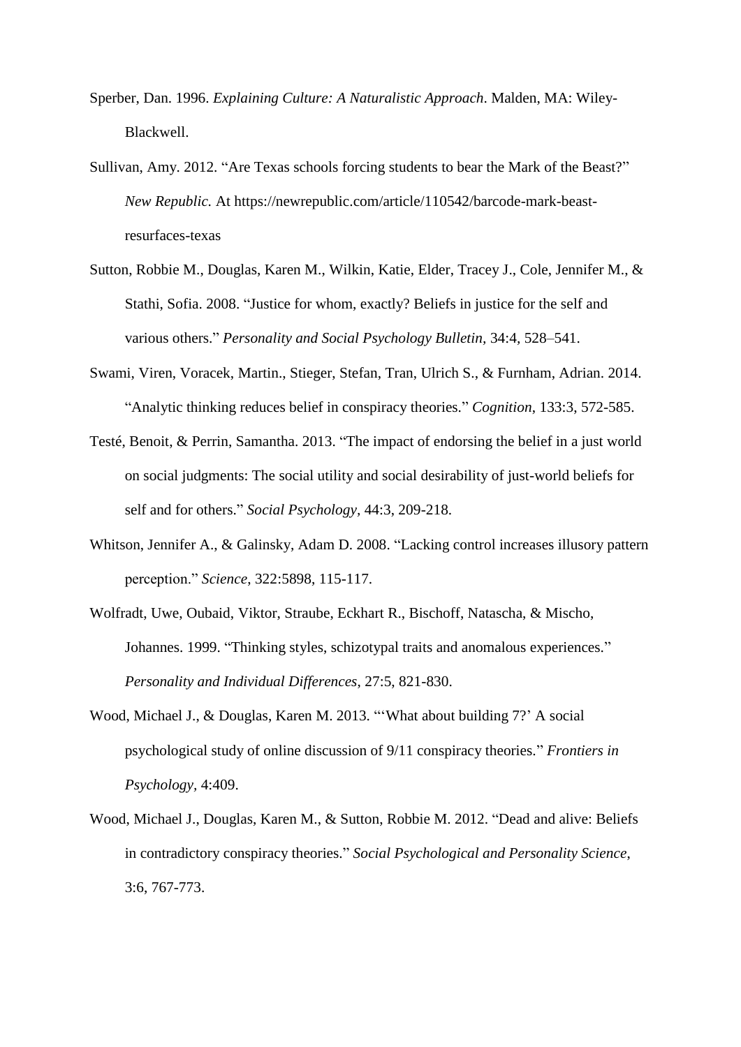Sperber, Dan. 1996. *Explaining Culture: A Naturalistic Approach*. Malden, MA: Wiley-Blackwell.

Sullivan, Amy. 2012. "Are Texas schools forcing students to bear the Mark of the Beast?" *New Republic.* At https://newrepublic.com/article/110542/barcode-mark-beast-resurfaces-texas

Sutton, Robbie M., Douglas, Karen M., Wilkin, Katie, Elder, Tracey J., Cole, Jennifer M., & Stathi, Sofia. 2008. "Justice for whom, exactly? Beliefs in justice for the self and various others." *Personality and Social Psychology Bulletin*, 34:4, 528–541.

Swami, Viren, Voracek, Martin., Stieger, Stefan, Tran, Ulrich S., & Furnham, Adrian. 2014. "Analytic thinking reduces belief in conspiracy theories." *Cognition*, 133:3, 572-585.

Testé, Benoit, & Perrin, Samantha. 2013. "The impact of endorsing the belief in a just world on social judgments: The social utility and social desirability of just-world beliefs for self and for others." *Social Psychology*, 44:3, 209-218.

Whitson, Jennifer A., & Galinsky, Adam D. 2008. "Lacking control increases illusory pattern perception." *Science*, 322:5898, 115-117.

Wolfradt, Uwe, Oubaid, Viktor, Straube, Eckhart R., Bischoff, Natascha, & Mischo, Johannes. 1999. "Thinking styles, schizotypal traits and anomalous experiences." *Personality and Individual Differences*, 27:5, 821-830.

Wood, Michael J., & Douglas, Karen M. 2013. "'What about building 7?' A social psychological study of online discussion of 9/11 conspiracy theories." *Frontiers in Psychology*, 4:409.

Wood, Michael J., Douglas, Karen M., & Sutton, Robbie M. 2012. "Dead and alive: Beliefs in contradictory conspiracy theories." *Social Psychological and Personality Science*, 3:6, 767-773.